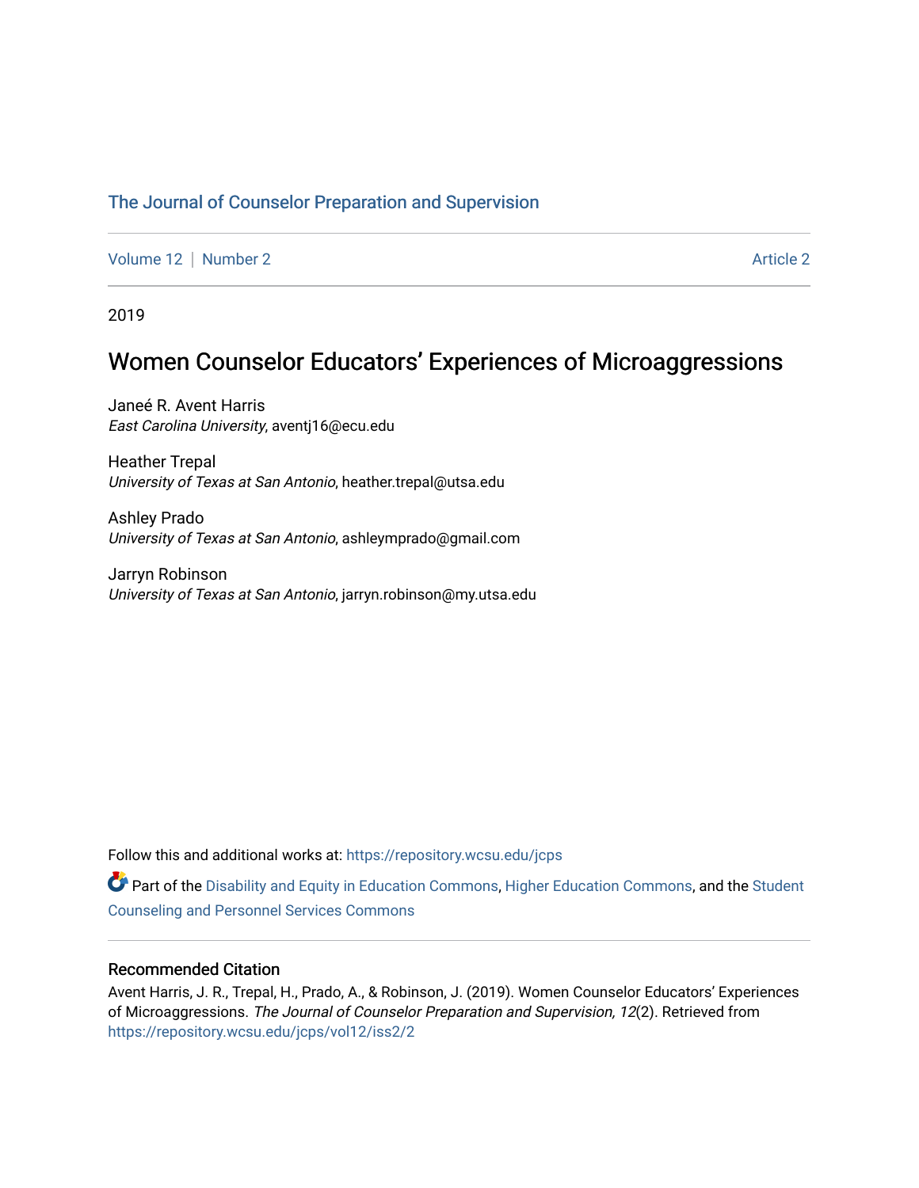The Journal of Counselor Preparation and Supervision

Volume 12 | Number 2 Article 2

2019

# Women Counselor Educators' Experiences of Microaggressions

Janeé R. Avent Harris
*East Carolina University*, aventj16@ecu.edu

Heather Trepal
*University of Texas at San Antonio*, heather.trepal@utsa.edu

Ashley Prado
*University of Texas at San Antonio*, ashleymprado@gmail.com

Jarryn Robinson
*University of Texas at San Antonio*, jarryn.robinson@my.utsa.edu

Follow this and additional works at: https://repository.wcsu.edu/jcps

Part of the Disability and Equity in Education Commons, Higher Education Commons, and the Student Counseling and Personnel Services Commons

## Recommended Citation

Avent Harris, J. R., Trepal, H., Prado, A., & Robinson, J. (2019). Women Counselor Educators' Experiences of Microaggressions. *The Journal of Counselor Preparation and Supervision, 12*(2). Retrieved from https://repository.wcsu.edu/jcps/vol12/iss2/2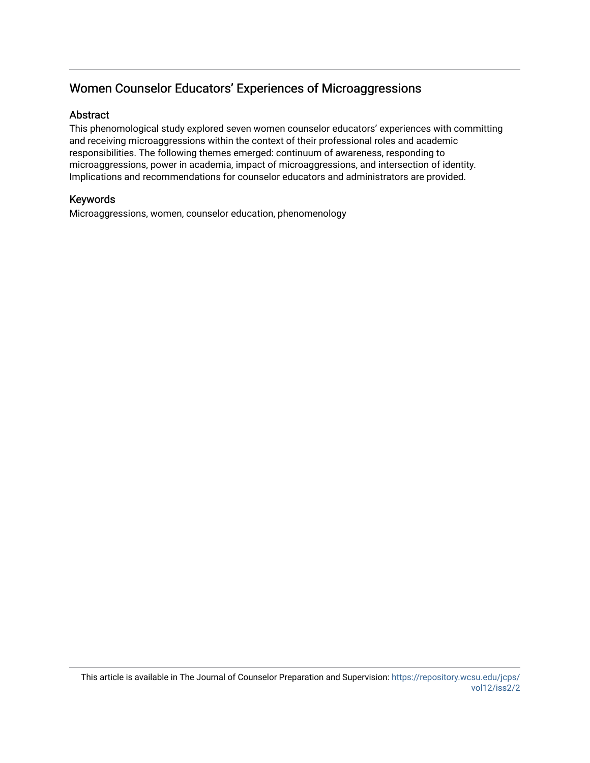## Women Counselor Educators' Experiences of Microaggressions

### Abstract

This phenomenological study explored seven women counselor educators' experiences with committing and receiving microaggressions within the context of their professional roles and academic responsibilities. The following themes emerged: continuum of awareness, responding to microaggressions, power in academia, impact of microaggressions, and intersection of identity. Implications and recommendations for counselor educators and administrators are provided.

### Keywords

Microaggressions, women, counselor education, phenomenology

This article is available in The Journal of Counselor Preparation and Supervision: https://repository.wcsu.edu/jcps/vol12/iss2/2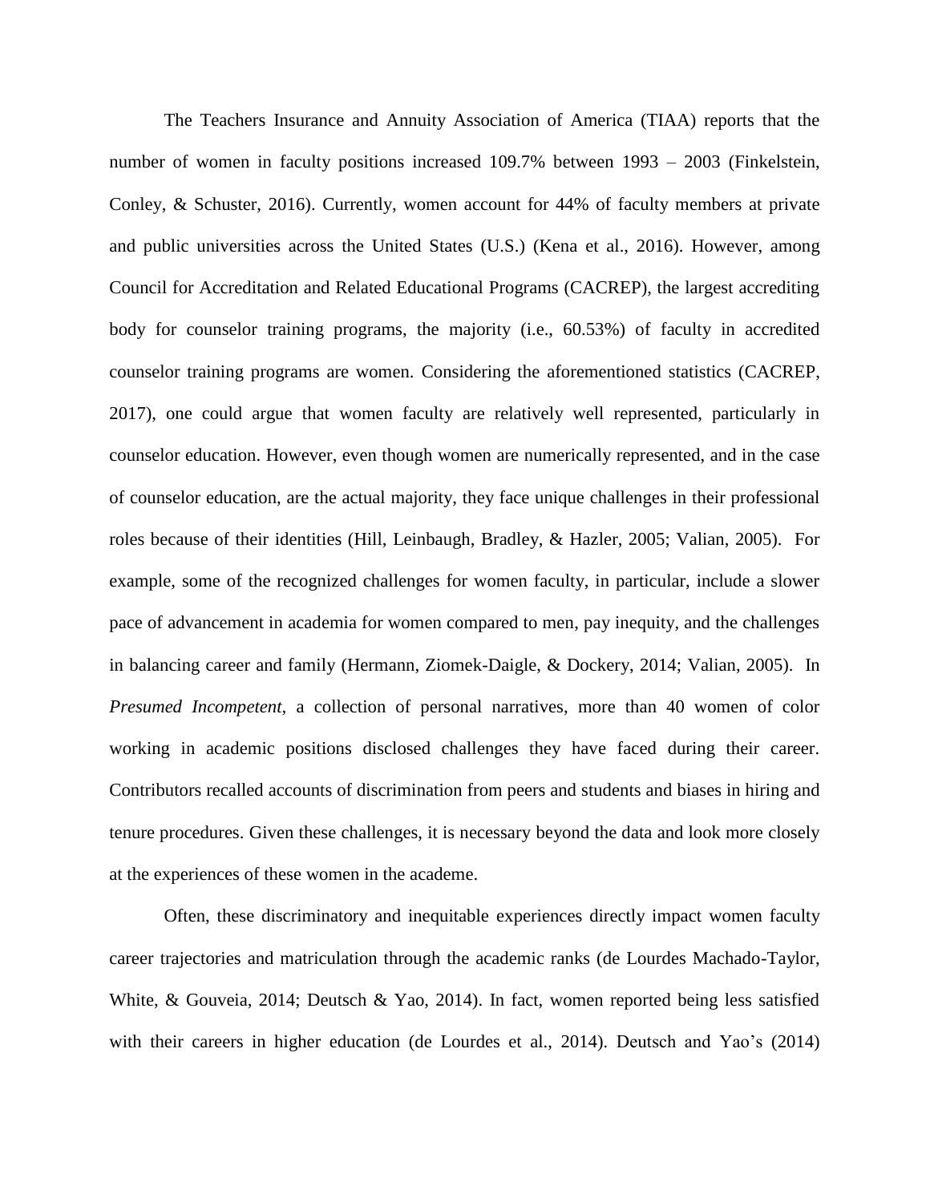The Teachers Insurance and Annuity Association of America (TIAA) reports that the number of women in faculty positions increased 109.7% between 1993 – 2003 (Finkelstein, Conley, & Schuster, 2016). Currently, women account for 44% of faculty members at private and public universities across the United States (U.S.) (Kena et al., 2016). However, among Council for Accreditation and Related Educational Programs (CACREP), the largest accrediting body for counselor training programs, the majority (i.e., 60.53%) of faculty in accredited counselor training programs are women. Considering the aforementioned statistics (CACREP, 2017), one could argue that women faculty are relatively well represented, particularly in counselor education. However, even though women are numerically represented, and in the case of counselor education, are the actual majority, they face unique challenges in their professional roles because of their identities (Hill, Leinbaugh, Bradley, & Hazler, 2005; Valian, 2005). For example, some of the recognized challenges for women faculty, in particular, include a slower pace of advancement in academia for women compared to men, pay inequity, and the challenges in balancing career and family (Hermann, Ziomek-Daigle, & Dockery, 2014; Valian, 2005). In *Presumed Incompetent*, a collection of personal narratives, more than 40 women of color working in academic positions disclosed challenges they have faced during their career. Contributors recalled accounts of discrimination from peers and students and biases in hiring and tenure procedures. Given these challenges, it is necessary beyond the data and look more closely at the experiences of these women in the academe.

Often, these discriminatory and inequitable experiences directly impact women faculty career trajectories and matriculation through the academic ranks (de Lourdes Machado-Taylor, White, & Gouveia, 2014; Deutsch & Yao, 2014). In fact, women reported being less satisfied with their careers in higher education (de Lourdes et al., 2014). Deutsch and Yao's (2014)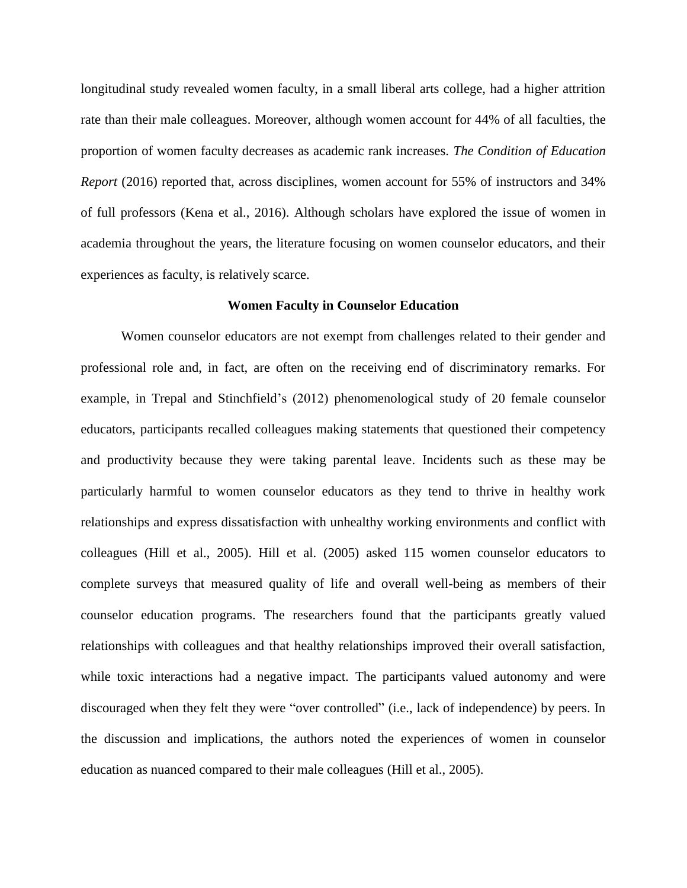longitudinal study revealed women faculty, in a small liberal arts college, had a higher attrition rate than their male colleagues. Moreover, although women account for 44% of all faculties, the proportion of women faculty decreases as academic rank increases. *The Condition of Education Report* (2016) reported that, across disciplines, women account for 55% of instructors and 34% of full professors (Kena et al., 2016). Although scholars have explored the issue of women in academia throughout the years, the literature focusing on women counselor educators, and their experiences as faculty, is relatively scarce.

## Women Faculty in Counselor Education

Women counselor educators are not exempt from challenges related to their gender and professional role and, in fact, are often on the receiving end of discriminatory remarks. For example, in Trepal and Stinchfield's (2012) phenomenological study of 20 female counselor educators, participants recalled colleagues making statements that questioned their competency and productivity because they were taking parental leave. Incidents such as these may be particularly harmful to women counselor educators as they tend to thrive in healthy work relationships and express dissatisfaction with unhealthy working environments and conflict with colleagues (Hill et al., 2005). Hill et al. (2005) asked 115 women counselor educators to complete surveys that measured quality of life and overall well-being as members of their counselor education programs. The researchers found that the participants greatly valued relationships with colleagues and that healthy relationships improved their overall satisfaction, while toxic interactions had a negative impact. The participants valued autonomy and were discouraged when they felt they were "over controlled" (i.e., lack of independence) by peers. In the discussion and implications, the authors noted the experiences of women in counselor education as nuanced compared to their male colleagues (Hill et al., 2005).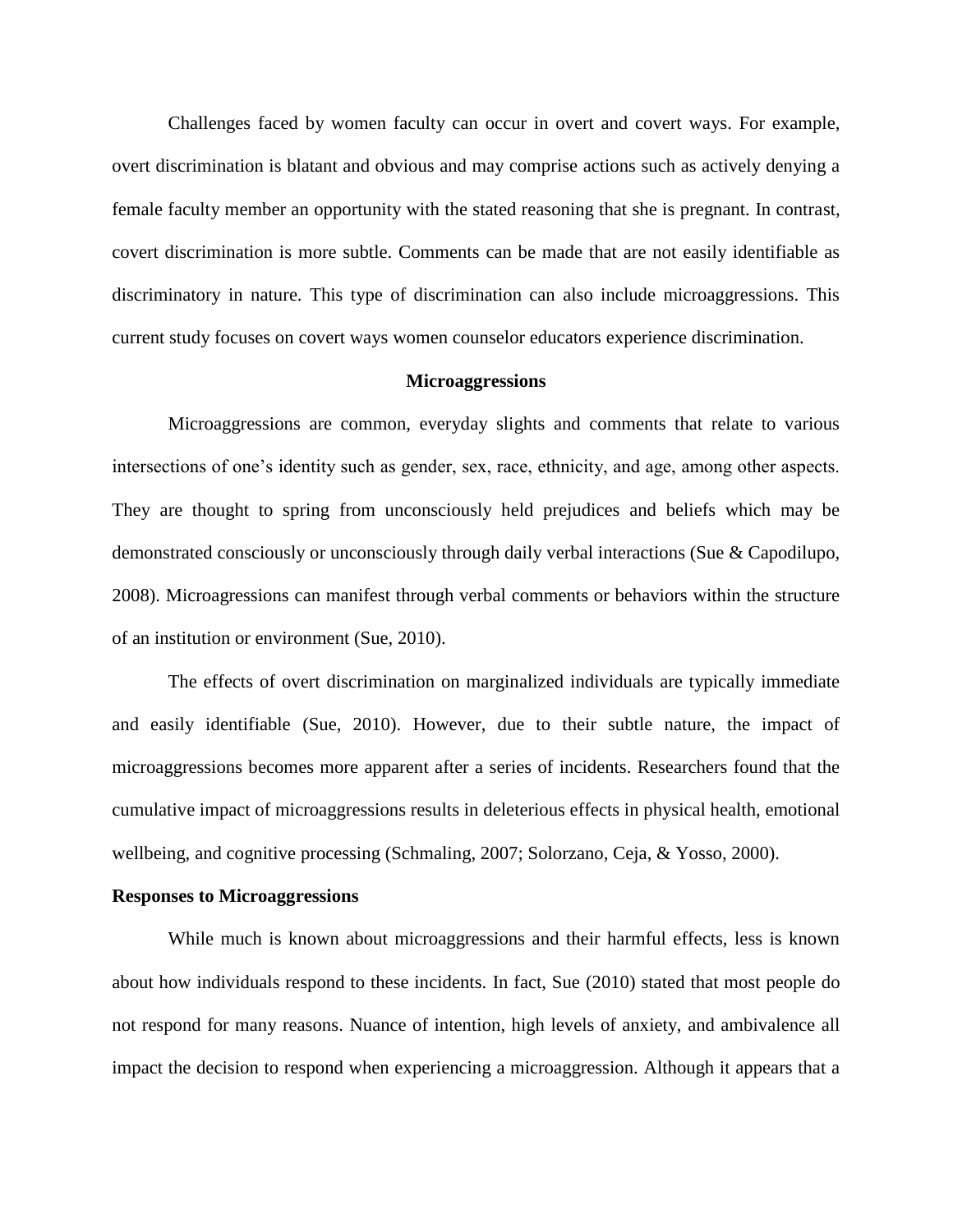Challenges faced by women faculty can occur in overt and covert ways. For example, overt discrimination is blatant and obvious and may comprise actions such as actively denying a female faculty member an opportunity with the stated reasoning that she is pregnant. In contrast, covert discrimination is more subtle. Comments can be made that are not easily identifiable as discriminatory in nature. This type of discrimination can also include microaggressions. This current study focuses on covert ways women counselor educators experience discrimination.

## Microaggressions

Microaggressions are common, everyday slights and comments that relate to various intersections of one's identity such as gender, sex, race, ethnicity, and age, among other aspects. They are thought to spring from unconsciously held prejudices and beliefs which may be demonstrated consciously or unconsciously through daily verbal interactions (Sue & Capodilupo, 2008). Microagressions can manifest through verbal comments or behaviors within the structure of an institution or environment (Sue, 2010).

The effects of overt discrimination on marginalized individuals are typically immediate and easily identifiable (Sue, 2010). However, due to their subtle nature, the impact of microaggressions becomes more apparent after a series of incidents. Researchers found that the cumulative impact of microaggressions results in deleterious effects in physical health, emotional wellbeing, and cognitive processing (Schmaling, 2007; Solorzano, Ceja, & Yosso, 2000).

### Responses to Microaggressions

While much is known about microaggressions and their harmful effects, less is known about how individuals respond to these incidents. In fact, Sue (2010) stated that most people do not respond for many reasons. Nuance of intention, high levels of anxiety, and ambivalence all impact the decision to respond when experiencing a microaggression. Although it appears that a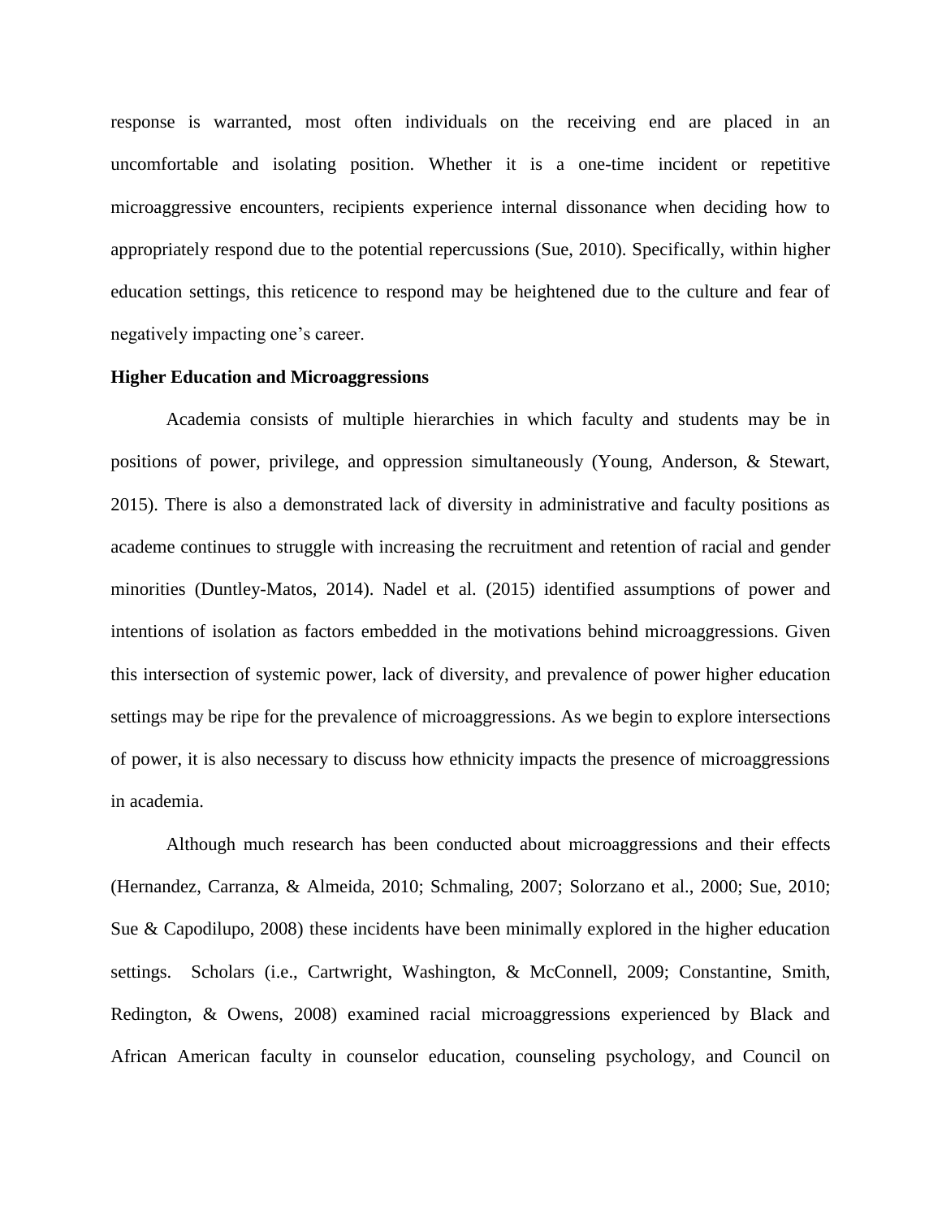response is warranted, most often individuals on the receiving end are placed in an uncomfortable and isolating position. Whether it is a one-time incident or repetitive microaggressive encounters, recipients experience internal dissonance when deciding how to appropriately respond due to the potential repercussions (Sue, 2010). Specifically, within higher education settings, this reticence to respond may be heightened due to the culture and fear of negatively impacting one's career.

**Higher Education and Microaggressions**

Academia consists of multiple hierarchies in which faculty and students may be in positions of power, privilege, and oppression simultaneously (Young, Anderson, & Stewart, 2015). There is also a demonstrated lack of diversity in administrative and faculty positions as academe continues to struggle with increasing the recruitment and retention of racial and gender minorities (Duntley-Matos, 2014). Nadel et al. (2015) identified assumptions of power and intentions of isolation as factors embedded in the motivations behind microaggressions. Given this intersection of systemic power, lack of diversity, and prevalence of power higher education settings may be ripe for the prevalence of microaggressions. As we begin to explore intersections of power, it is also necessary to discuss how ethnicity impacts the presence of microaggressions in academia.

Although much research has been conducted about microaggressions and their effects (Hernandez, Carranza, & Almeida, 2010; Schmaling, 2007; Solorzano et al., 2000; Sue, 2010; Sue & Capodilupo, 2008) these incidents have been minimally explored in the higher education settings. Scholars (i.e., Cartwright, Washington, & McConnell, 2009; Constantine, Smith, Redington, & Owens, 2008) examined racial microaggressions experienced by Black and African American faculty in counselor education, counseling psychology, and Council on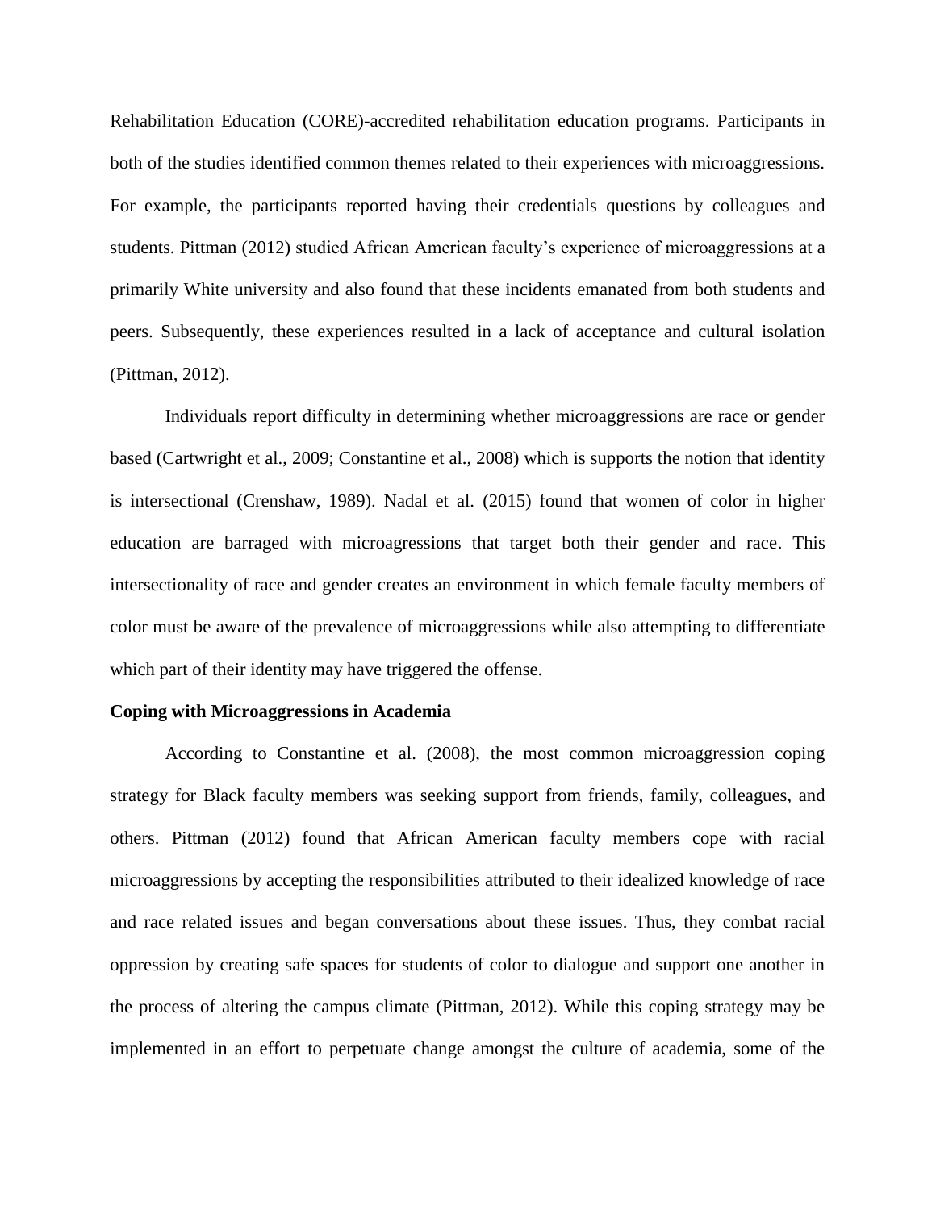Rehabilitation Education (CORE)-accredited rehabilitation education programs. Participants in both of the studies identified common themes related to their experiences with microaggressions. For example, the participants reported having their credentials questions by colleagues and students. Pittman (2012) studied African American faculty's experience of microaggressions at a primarily White university and also found that these incidents emanated from both students and peers. Subsequently, these experiences resulted in a lack of acceptance and cultural isolation (Pittman, 2012).

Individuals report difficulty in determining whether microaggressions are race or gender based (Cartwright et al., 2009; Constantine et al., 2008) which is supports the notion that identity is intersectional (Crenshaw, 1989). Nadal et al. (2015) found that women of color in higher education are barraged with microagressions that target both their gender and race. This intersectionality of race and gender creates an environment in which female faculty members of color must be aware of the prevalence of microaggressions while also attempting to differentiate which part of their identity may have triggered the offense.

**Coping with Microaggressions in Academia**

According to Constantine et al. (2008), the most common microaggression coping strategy for Black faculty members was seeking support from friends, family, colleagues, and others. Pittman (2012) found that African American faculty members cope with racial microaggressions by accepting the responsibilities attributed to their idealized knowledge of race and race related issues and began conversations about these issues. Thus, they combat racial oppression by creating safe spaces for students of color to dialogue and support one another in the process of altering the campus climate (Pittman, 2012). While this coping strategy may be implemented in an effort to perpetuate change amongst the culture of academia, some of the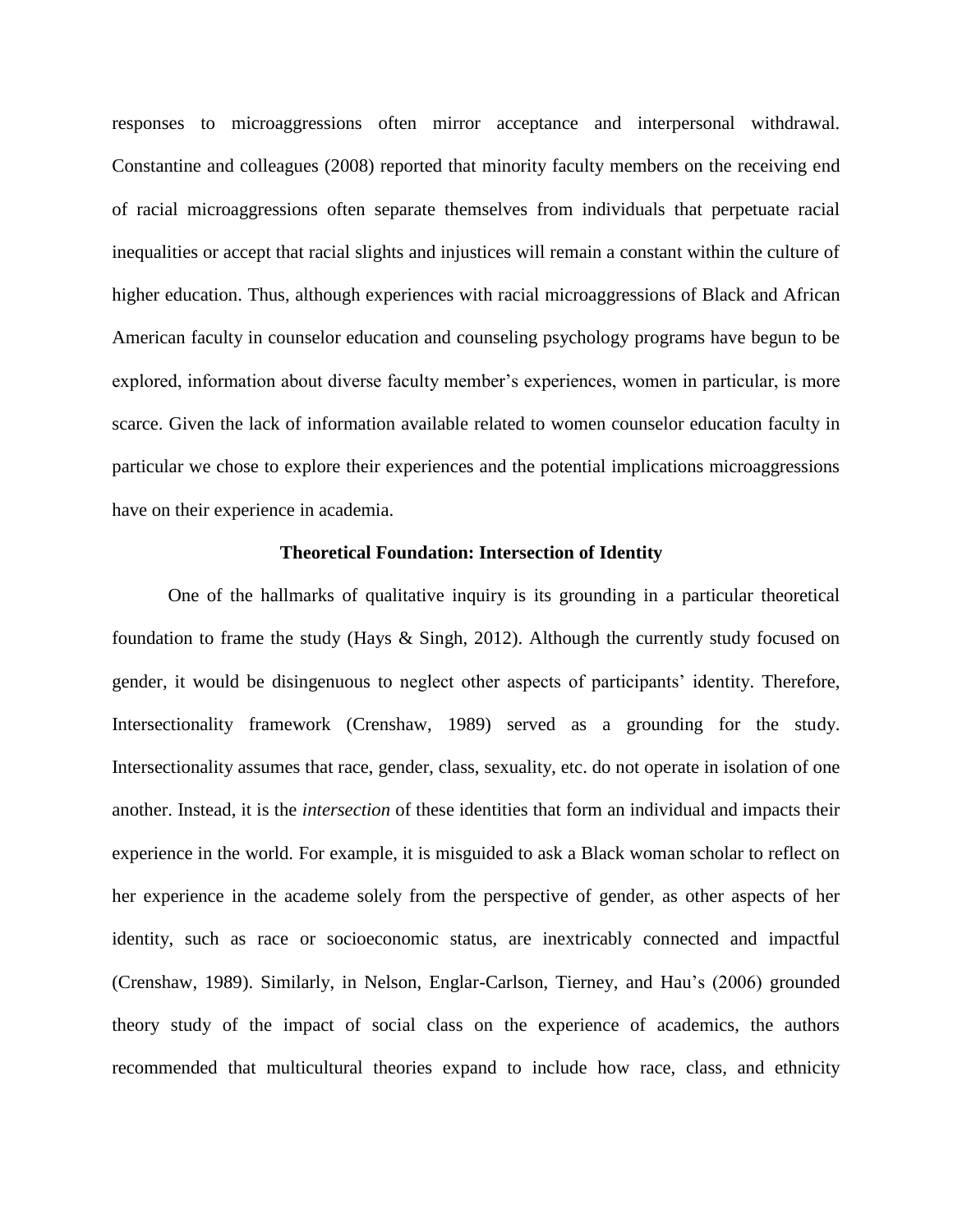responses to microaggressions often mirror acceptance and interpersonal withdrawal. Constantine and colleagues (2008) reported that minority faculty members on the receiving end of racial microaggressions often separate themselves from individuals that perpetuate racial inequalities or accept that racial slights and injustices will remain a constant within the culture of higher education. Thus, although experiences with racial microaggressions of Black and African American faculty in counselor education and counseling psychology programs have begun to be explored, information about diverse faculty member's experiences, women in particular, is more scarce. Given the lack of information available related to women counselor education faculty in particular we chose to explore their experiences and the potential implications microaggressions have on their experience in academia.

## Theoretical Foundation: Intersection of Identity

One of the hallmarks of qualitative inquiry is its grounding in a particular theoretical foundation to frame the study (Hays & Singh, 2012). Although the currently study focused on gender, it would be disingenuous to neglect other aspects of participants' identity. Therefore, Intersectionality framework (Crenshaw, 1989) served as a grounding for the study. Intersectionality assumes that race, gender, class, sexuality, etc. do not operate in isolation of one another. Instead, it is the *intersection* of these identities that form an individual and impacts their experience in the world. For example, it is misguided to ask a Black woman scholar to reflect on her experience in the academe solely from the perspective of gender, as other aspects of her identity, such as race or socioeconomic status, are inextricably connected and impactful (Crenshaw, 1989). Similarly, in Nelson, Englar-Carlson, Tierney, and Hau's (2006) grounded theory study of the impact of social class on the experience of academics, the authors recommended that multicultural theories expand to include how race, class, and ethnicity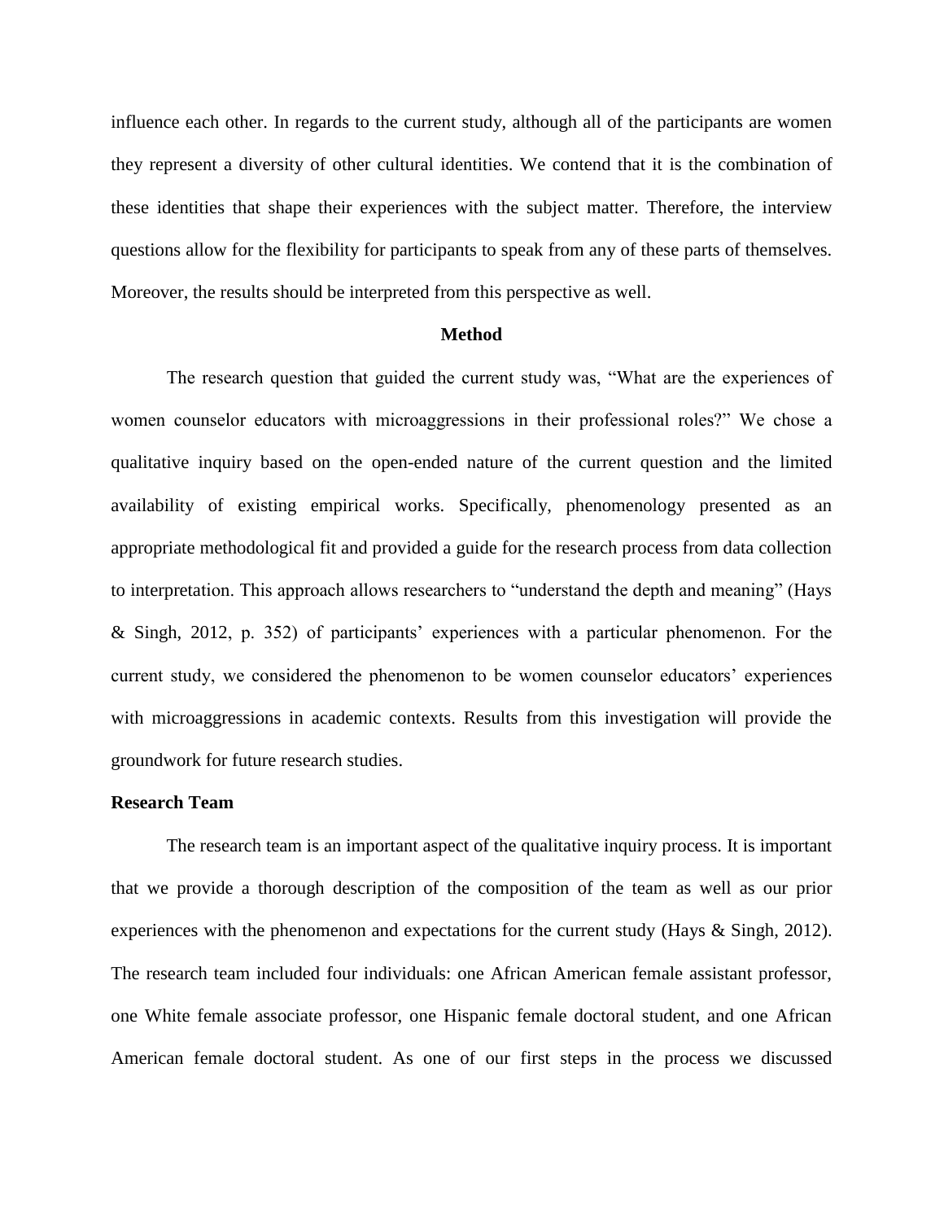influence each other. In regards to the current study, although all of the participants are women they represent a diversity of other cultural identities. We contend that it is the combination of these identities that shape their experiences with the subject matter. Therefore, the interview questions allow for the flexibility for participants to speak from any of these parts of themselves. Moreover, the results should be interpreted from this perspective as well.

## Method

The research question that guided the current study was, "What are the experiences of women counselor educators with microaggressions in their professional roles?" We chose a qualitative inquiry based on the open-ended nature of the current question and the limited availability of existing empirical works. Specifically, phenomenology presented as an appropriate methodological fit and provided a guide for the research process from data collection to interpretation. This approach allows researchers to "understand the depth and meaning" (Hays & Singh, 2012, p. 352) of participants' experiences with a particular phenomenon. For the current study, we considered the phenomenon to be women counselor educators' experiences with microaggressions in academic contexts. Results from this investigation will provide the groundwork for future research studies.

### Research Team

The research team is an important aspect of the qualitative inquiry process. It is important that we provide a thorough description of the composition of the team as well as our prior experiences with the phenomenon and expectations for the current study (Hays & Singh, 2012). The research team included four individuals: one African American female assistant professor, one White female associate professor, one Hispanic female doctoral student, and one African American female doctoral student. As one of our first steps in the process we discussed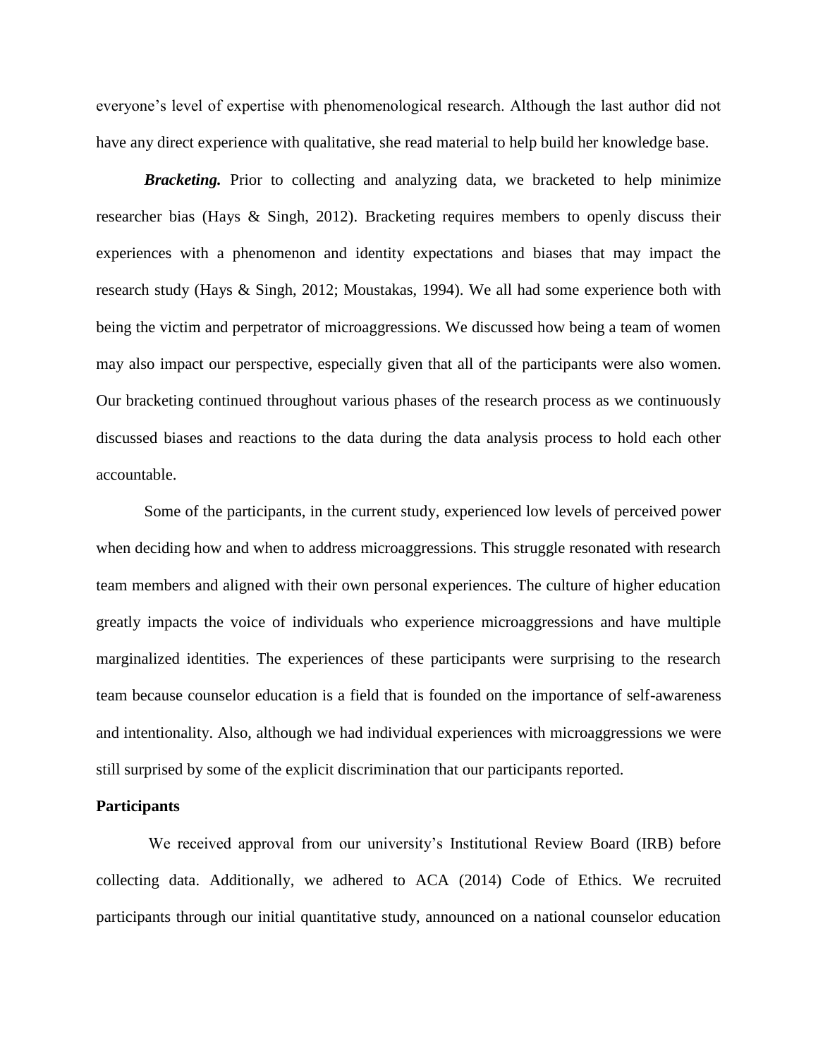everyone's level of expertise with phenomenological research. Although the last author did not have any direct experience with qualitative, she read material to help build her knowledge base.

***Bracketing.*** Prior to collecting and analyzing data, we bracketed to help minimize researcher bias (Hays & Singh, 2012). Bracketing requires members to openly discuss their experiences with a phenomenon and identity expectations and biases that may impact the research study (Hays & Singh, 2012; Moustakas, 1994). We all had some experience both with being the victim and perpetrator of microaggressions. We discussed how being a team of women may also impact our perspective, especially given that all of the participants were also women. Our bracketing continued throughout various phases of the research process as we continuously discussed biases and reactions to the data during the data analysis process to hold each other accountable.

Some of the participants, in the current study, experienced low levels of perceived power when deciding how and when to address microaggressions. This struggle resonated with research team members and aligned with their own personal experiences. The culture of higher education greatly impacts the voice of individuals who experience microaggressions and have multiple marginalized identities. The experiences of these participants were surprising to the research team because counselor education is a field that is founded on the importance of self-awareness and intentionality. Also, although we had individual experiences with microaggressions we were still surprised by some of the explicit discrimination that our participants reported.

**Participants**

We received approval from our university's Institutional Review Board (IRB) before collecting data. Additionally, we adhered to ACA (2014) Code of Ethics. We recruited participants through our initial quantitative study, announced on a national counselor education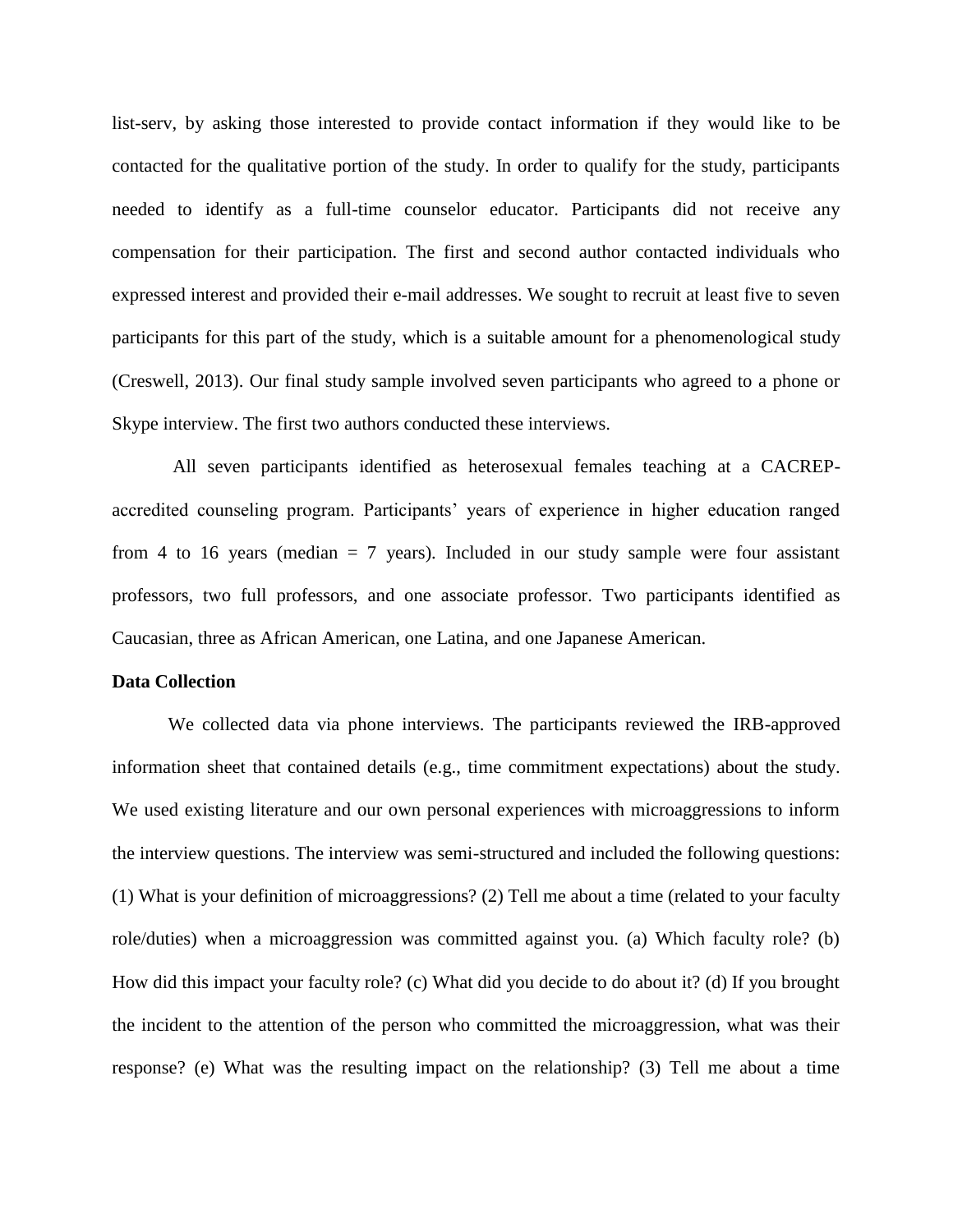list-serv, by asking those interested to provide contact information if they would like to be contacted for the qualitative portion of the study. In order to qualify for the study, participants needed to identify as a full-time counselor educator. Participants did not receive any compensation for their participation. The first and second author contacted individuals who expressed interest and provided their e-mail addresses. We sought to recruit at least five to seven participants for this part of the study, which is a suitable amount for a phenomenological study (Creswell, 2013). Our final study sample involved seven participants who agreed to a phone or Skype interview. The first two authors conducted these interviews.

All seven participants identified as heterosexual females teaching at a CACREP-accredited counseling program. Participants' years of experience in higher education ranged from 4 to 16 years (median = 7 years). Included in our study sample were four assistant professors, two full professors, and one associate professor. Two participants identified as Caucasian, three as African American, one Latina, and one Japanese American.

**Data Collection**

We collected data via phone interviews. The participants reviewed the IRB-approved information sheet that contained details (e.g., time commitment expectations) about the study. We used existing literature and our own personal experiences with microaggressions to inform the interview questions. The interview was semi-structured and included the following questions: (1) What is your definition of microaggressions? (2) Tell me about a time (related to your faculty role/duties) when a microaggression was committed against you. (a) Which faculty role? (b) How did this impact your faculty role? (c) What did you decide to do about it? (d) If you brought the incident to the attention of the person who committed the microaggression, what was their response? (e) What was the resulting impact on the relationship? (3) Tell me about a time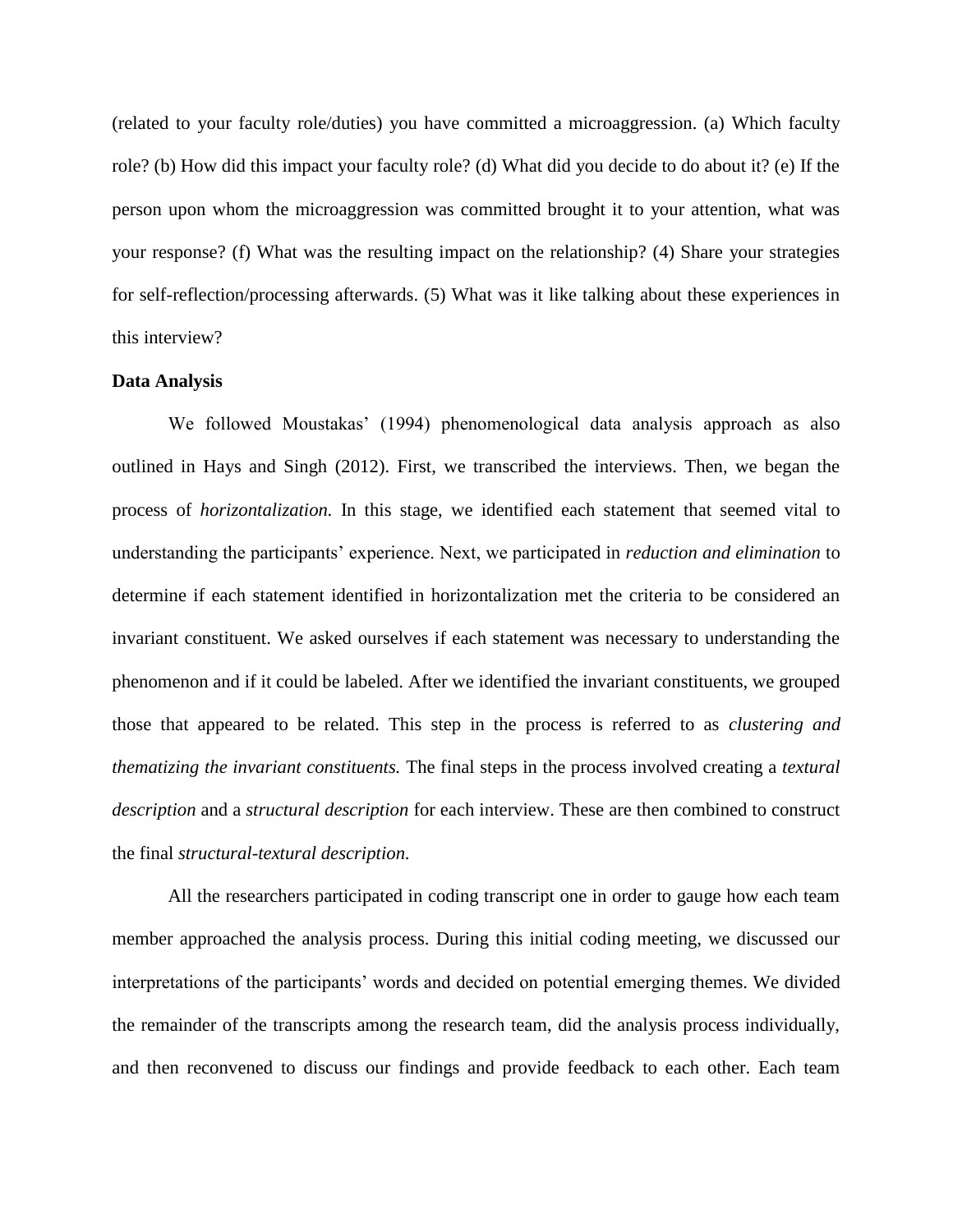(related to your faculty role/duties) you have committed a microaggression. (a) Which faculty role? (b) How did this impact your faculty role? (d) What did you decide to do about it? (e) If the person upon whom the microaggression was committed brought it to your attention, what was your response? (f) What was the resulting impact on the relationship? (4) Share your strategies for self-reflection/processing afterwards. (5) What was it like talking about these experiences in this interview?

**Data Analysis**

We followed Moustakas' (1994) phenomenological data analysis approach as also outlined in Hays and Singh (2012). First, we transcribed the interviews. Then, we began the process of *horizontalization.* In this stage, we identified each statement that seemed vital to understanding the participants' experience. Next, we participated in *reduction and elimination* to determine if each statement identified in horizontalization met the criteria to be considered an invariant constituent. We asked ourselves if each statement was necessary to understanding the phenomenon and if it could be labeled. After we identified the invariant constituents, we grouped those that appeared to be related. This step in the process is referred to as *clustering and thematizing the invariant constituents.* The final steps in the process involved creating a *textural description* and a *structural description* for each interview. These are then combined to construct the final *structural-textural description.*

All the researchers participated in coding transcript one in order to gauge how each team member approached the analysis process. During this initial coding meeting, we discussed our interpretations of the participants' words and decided on potential emerging themes. We divided the remainder of the transcripts among the research team, did the analysis process individually, and then reconvened to discuss our findings and provide feedback to each other. Each team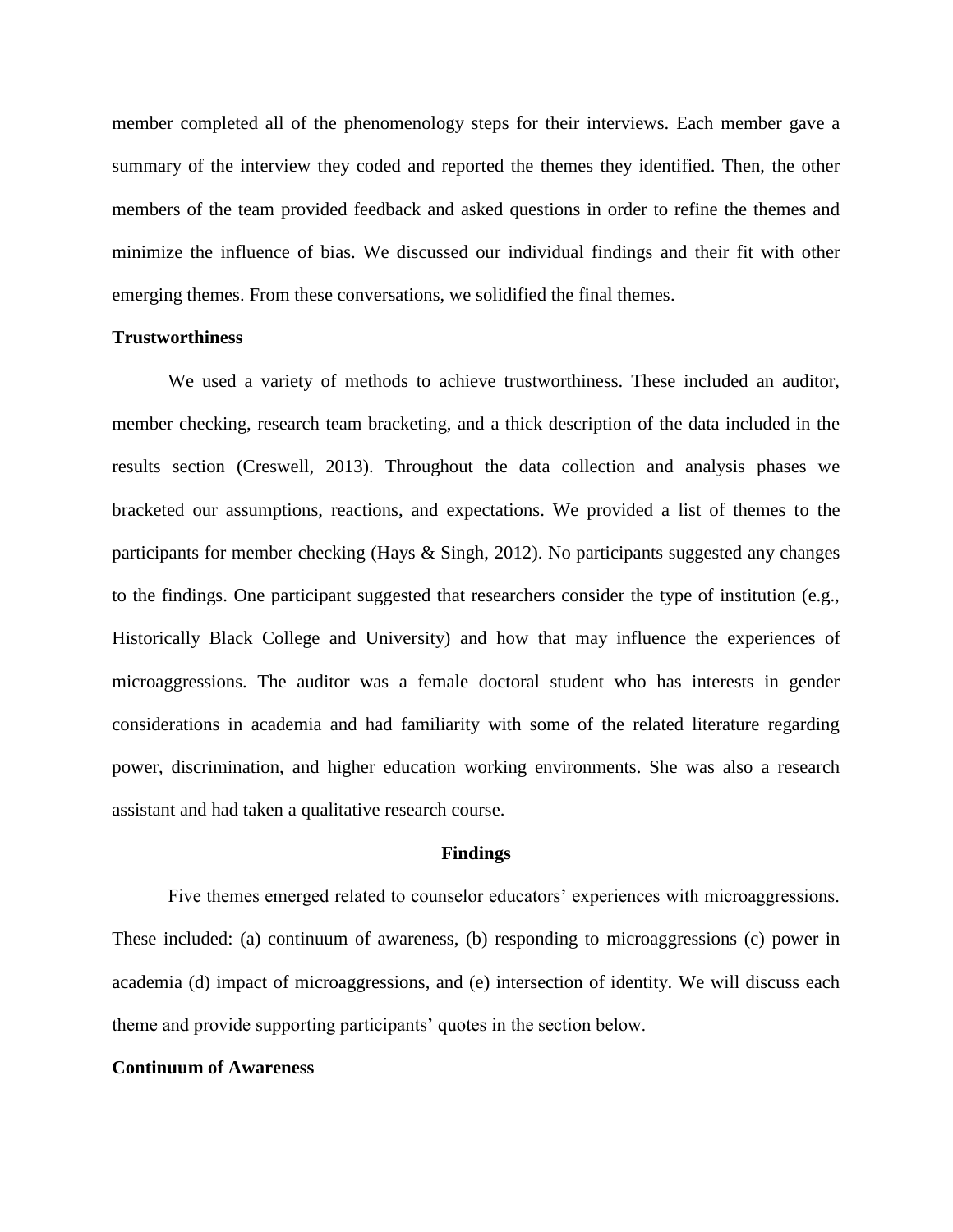member completed all of the phenomenology steps for their interviews. Each member gave a summary of the interview they coded and reported the themes they identified. Then, the other members of the team provided feedback and asked questions in order to refine the themes and minimize the influence of bias. We discussed our individual findings and their fit with other emerging themes. From these conversations, we solidified the final themes.

### Trustworthiness

We used a variety of methods to achieve trustworthiness. These included an auditor, member checking, research team bracketing, and a thick description of the data included in the results section (Creswell, 2013). Throughout the data collection and analysis phases we bracketed our assumptions, reactions, and expectations. We provided a list of themes to the participants for member checking (Hays & Singh, 2012). No participants suggested any changes to the findings. One participant suggested that researchers consider the type of institution (e.g., Historically Black College and University) and how that may influence the experiences of microaggressions. The auditor was a female doctoral student who has interests in gender considerations in academia and had familiarity with some of the related literature regarding power, discrimination, and higher education working environments. She was also a research assistant and had taken a qualitative research course.

## Findings

Five themes emerged related to counselor educators' experiences with microaggressions. These included: (a) continuum of awareness, (b) responding to microaggressions (c) power in academia (d) impact of microaggressions, and (e) intersection of identity. We will discuss each theme and provide supporting participants' quotes in the section below.

### Continuum of Awareness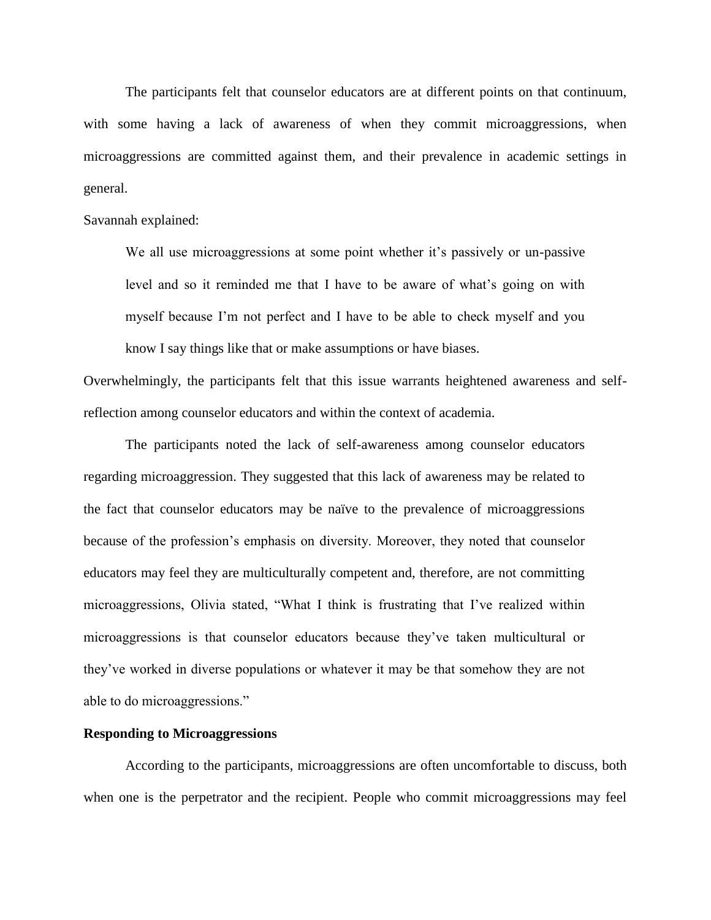The participants felt that counselor educators are at different points on that continuum, with some having a lack of awareness of when they commit microaggressions, when microaggressions are committed against them, and their prevalence in academic settings in general.

Savannah explained:

> We all use microaggressions at some point whether it's passively or un-passive level and so it reminded me that I have to be aware of what's going on with myself because I'm not perfect and I have to be able to check myself and you know I say things like that or make assumptions or have biases.

Overwhelmingly, the participants felt that this issue warrants heightened awareness and self-reflection among counselor educators and within the context of academia.

The participants noted the lack of self-awareness among counselor educators regarding microaggression. They suggested that this lack of awareness may be related to the fact that counselor educators may be naïve to the prevalence of microaggressions because of the profession's emphasis on diversity. Moreover, they noted that counselor educators may feel they are multiculturally competent and, therefore, are not committing microaggressions, Olivia stated, "What I think is frustrating that I've realized within microaggressions is that counselor educators because they've taken multicultural or they've worked in diverse populations or whatever it may be that somehow they are not able to do microaggressions."

**Responding to Microaggressions**

According to the participants, microaggressions are often uncomfortable to discuss, both when one is the perpetrator and the recipient. People who commit microaggressions may feel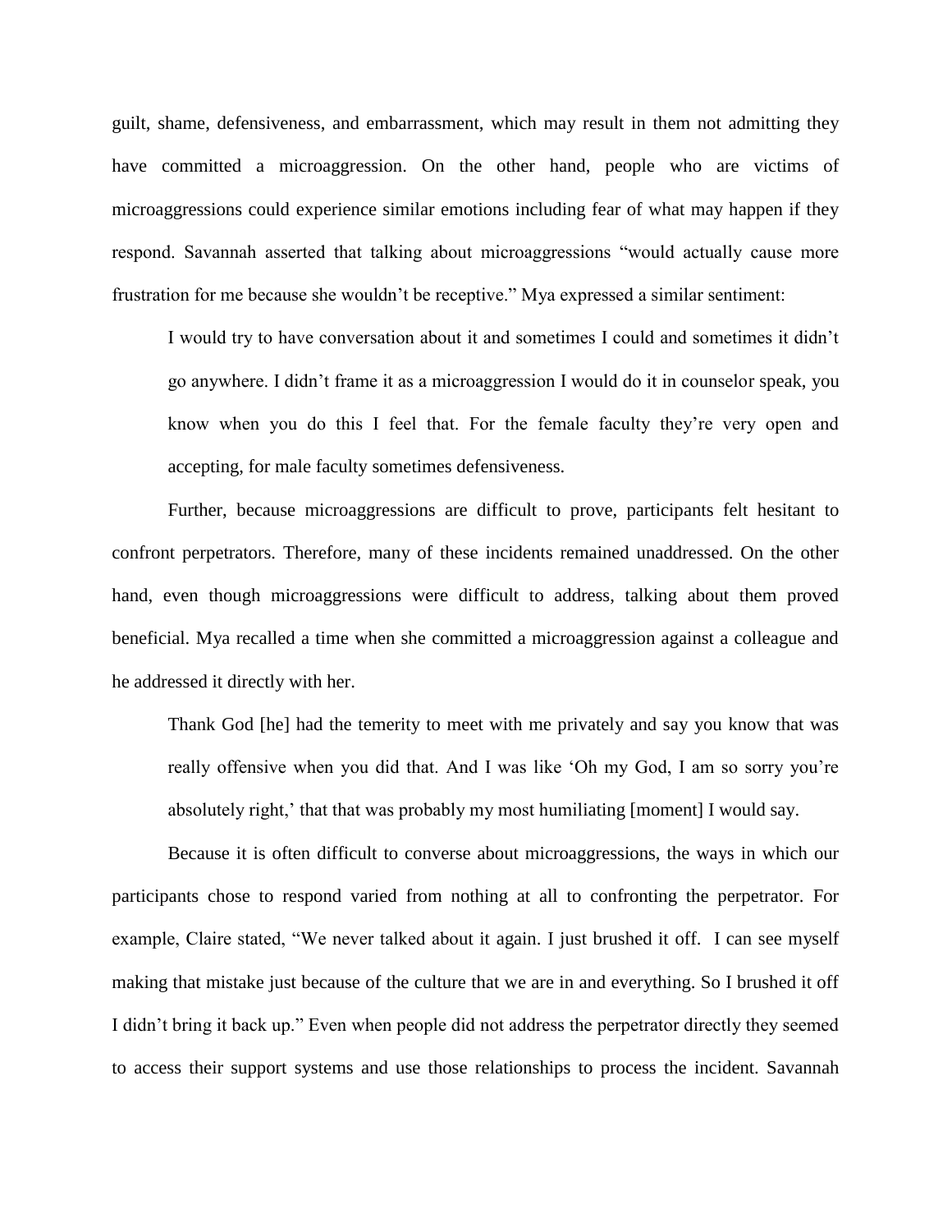guilt, shame, defensiveness, and embarrassment, which may result in them not admitting they have committed a microaggression. On the other hand, people who are victims of microaggressions could experience similar emotions including fear of what may happen if they respond. Savannah asserted that talking about microaggressions "would actually cause more frustration for me because she wouldn't be receptive." Mya expressed a similar sentiment:

> I would try to have conversation about it and sometimes I could and sometimes it didn't go anywhere. I didn't frame it as a microaggression I would do it in counselor speak, you know when you do this I feel that. For the female faculty they're very open and accepting, for male faculty sometimes defensiveness.

Further, because microaggressions are difficult to prove, participants felt hesitant to confront perpetrators. Therefore, many of these incidents remained unaddressed. On the other hand, even though microaggressions were difficult to address, talking about them proved beneficial. Mya recalled a time when she committed a microaggression against a colleague and he addressed it directly with her.

> Thank God [he] had the temerity to meet with me privately and say you know that was really offensive when you did that. And I was like 'Oh my God, I am so sorry you're absolutely right,' that that was probably my most humiliating [moment] I would say.

Because it is often difficult to converse about microaggressions, the ways in which our participants chose to respond varied from nothing at all to confronting the perpetrator. For example, Claire stated, "We never talked about it again. I just brushed it off. I can see myself making that mistake just because of the culture that we are in and everything. So I brushed it off I didn't bring it back up." Even when people did not address the perpetrator directly they seemed to access their support systems and use those relationships to process the incident. Savannah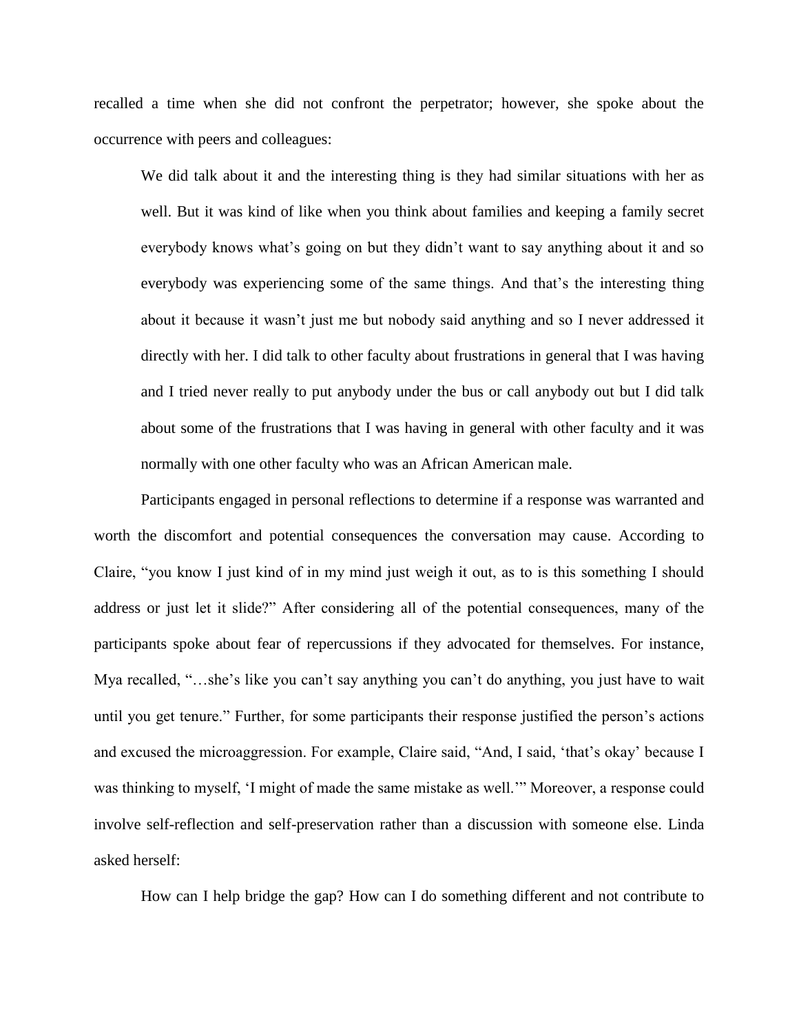recalled a time when she did not confront the perpetrator; however, she spoke about the occurrence with peers and colleagues:

> We did talk about it and the interesting thing is they had similar situations with her as well. But it was kind of like when you think about families and keeping a family secret everybody knows what's going on but they didn't want to say anything about it and so everybody was experiencing some of the same things. And that's the interesting thing about it because it wasn't just me but nobody said anything and so I never addressed it directly with her. I did talk to other faculty about frustrations in general that I was having and I tried never really to put anybody under the bus or call anybody out but I did talk about some of the frustrations that I was having in general with other faculty and it was normally with one other faculty who was an African American male.

Participants engaged in personal reflections to determine if a response was warranted and worth the discomfort and potential consequences the conversation may cause. According to Claire, "you know I just kind of in my mind just weigh it out, as to is this something I should address or just let it slide?" After considering all of the potential consequences, many of the participants spoke about fear of repercussions if they advocated for themselves. For instance, Mya recalled, "…she's like you can't say anything you can't do anything, you just have to wait until you get tenure." Further, for some participants their response justified the person's actions and excused the microaggression. For example, Claire said, "And, I said, 'that's okay' because I was thinking to myself, 'I might of made the same mistake as well.'" Moreover, a response could involve self-reflection and self-preservation rather than a discussion with someone else. Linda asked herself:

> How can I help bridge the gap? How can I do something different and not contribute to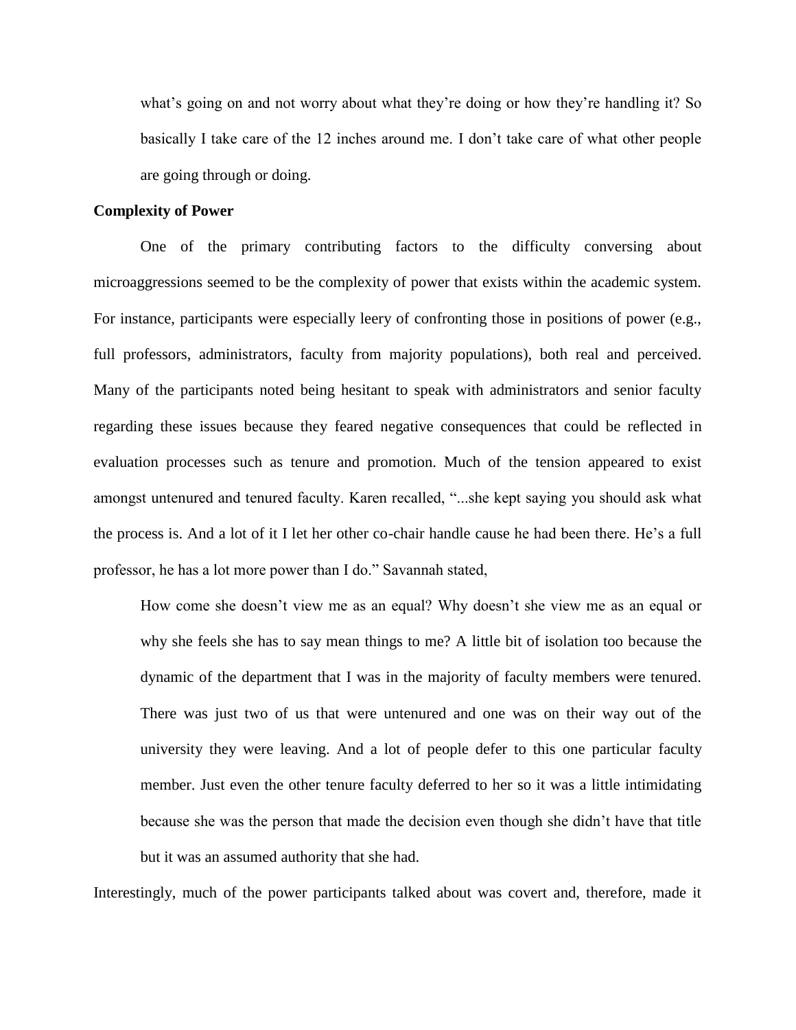> what's going on and not worry about what they're doing or how they're handling it? So basically I take care of the 12 inches around me. I don't take care of what other people are going through or doing.

**Complexity of Power**

One of the primary contributing factors to the difficulty conversing about microaggressions seemed to be the complexity of power that exists within the academic system. For instance, participants were especially leery of confronting those in positions of power (e.g., full professors, administrators, faculty from majority populations), both real and perceived. Many of the participants noted being hesitant to speak with administrators and senior faculty regarding these issues because they feared negative consequences that could be reflected in evaluation processes such as tenure and promotion. Much of the tension appeared to exist amongst untenured and tenured faculty. Karen recalled, "...she kept saying you should ask what the process is. And a lot of it I let her other co-chair handle cause he had been there. He's a full professor, he has a lot more power than I do." Savannah stated,

> How come she doesn't view me as an equal? Why doesn't she view me as an equal or why she feels she has to say mean things to me? A little bit of isolation too because the dynamic of the department that I was in the majority of faculty members were tenured. There was just two of us that were untenured and one was on their way out of the university they were leaving. And a lot of people defer to this one particular faculty member. Just even the other tenure faculty deferred to her so it was a little intimidating because she was the person that made the decision even though she didn't have that title but it was an assumed authority that she had.

Interestingly, much of the power participants talked about was covert and, therefore, made it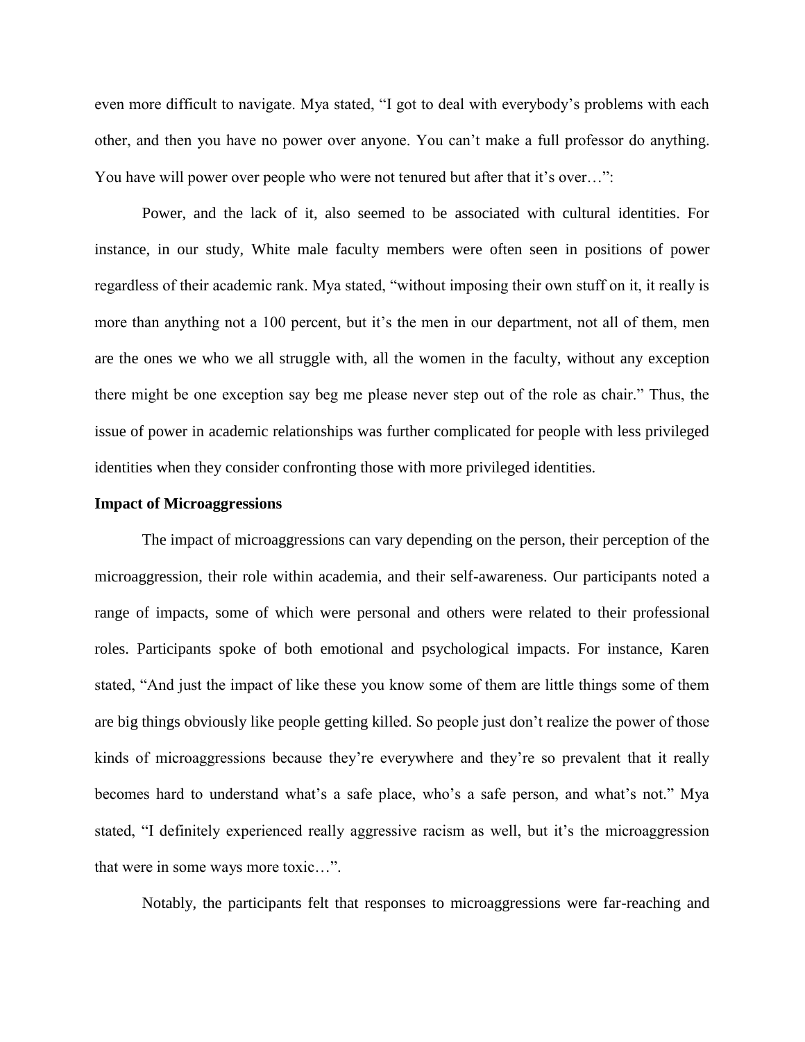even more difficult to navigate. Mya stated, "I got to deal with everybody's problems with each other, and then you have no power over anyone. You can't make a full professor do anything. You have will power over people who were not tenured but after that it's over…":

Power, and the lack of it, also seemed to be associated with cultural identities. For instance, in our study, White male faculty members were often seen in positions of power regardless of their academic rank. Mya stated, "without imposing their own stuff on it, it really is more than anything not a 100 percent, but it's the men in our department, not all of them, men are the ones we who we all struggle with, all the women in the faculty, without any exception there might be one exception say beg me please never step out of the role as chair." Thus, the issue of power in academic relationships was further complicated for people with less privileged identities when they consider confronting those with more privileged identities.

**Impact of Microaggressions**

The impact of microaggressions can vary depending on the person, their perception of the microaggression, their role within academia, and their self-awareness. Our participants noted a range of impacts, some of which were personal and others were related to their professional roles. Participants spoke of both emotional and psychological impacts. For instance, Karen stated, "And just the impact of like these you know some of them are little things some of them are big things obviously like people getting killed. So people just don't realize the power of those kinds of microaggressions because they're everywhere and they're so prevalent that it really becomes hard to understand what's a safe place, who's a safe person, and what's not." Mya stated, "I definitely experienced really aggressive racism as well, but it's the microaggression that were in some ways more toxic…".

Notably, the participants felt that responses to microaggressions were far-reaching and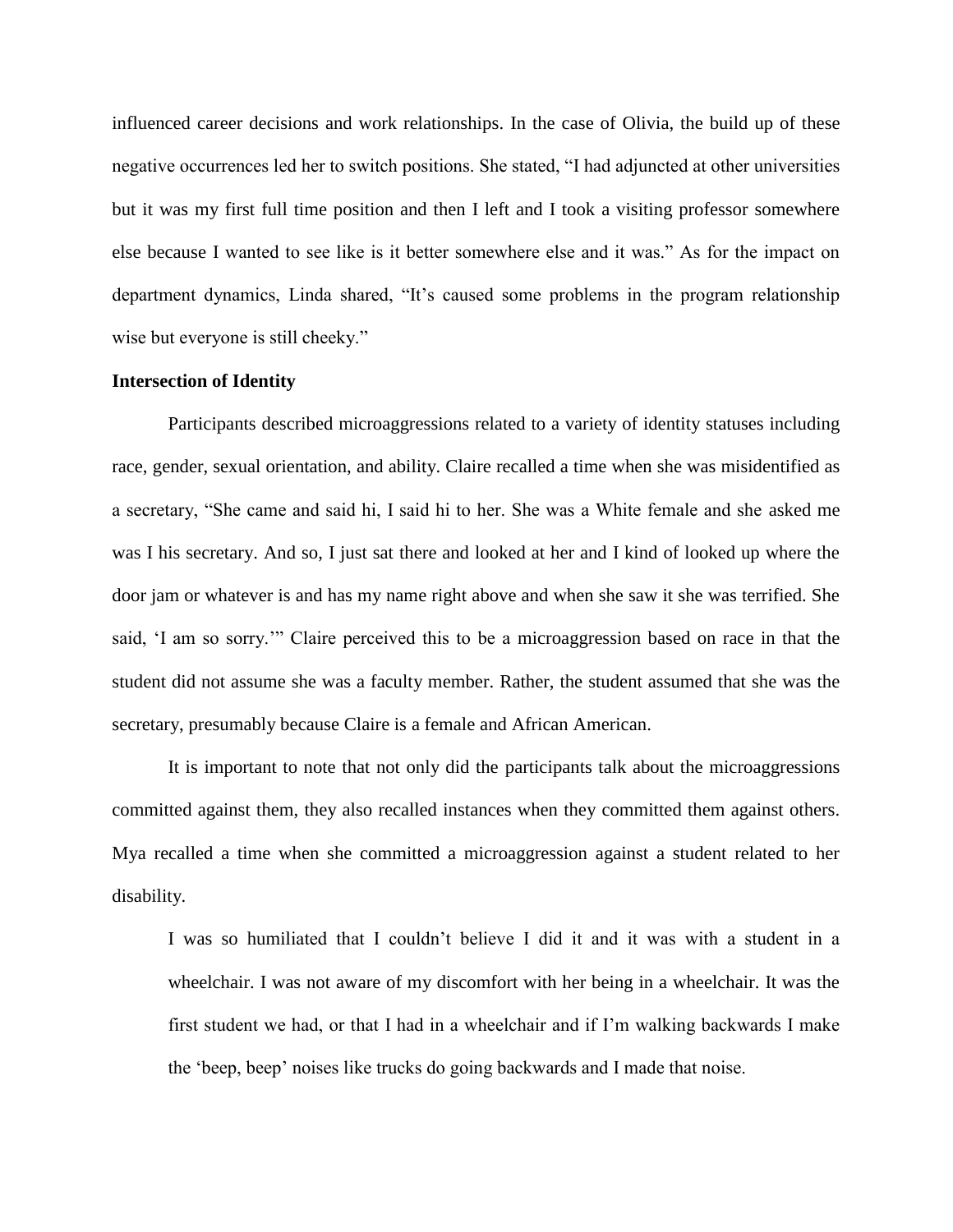influenced career decisions and work relationships. In the case of Olivia, the build up of these negative occurrences led her to switch positions. She stated, "I had adjuncted at other universities but it was my first full time position and then I left and I took a visiting professor somewhere else because I wanted to see like is it better somewhere else and it was." As for the impact on department dynamics, Linda shared, "It's caused some problems in the program relationship wise but everyone is still cheeky."

**Intersection of Identity**

Participants described microaggressions related to a variety of identity statuses including race, gender, sexual orientation, and ability. Claire recalled a time when she was misidentified as a secretary, "She came and said hi, I said hi to her. She was a White female and she asked me was I his secretary. And so, I just sat there and looked at her and I kind of looked up where the door jam or whatever is and has my name right above and when she saw it she was terrified. She said, 'I am so sorry.'" Claire perceived this to be a microaggression based on race in that the student did not assume she was a faculty member. Rather, the student assumed that she was the secretary, presumably because Claire is a female and African American.

It is important to note that not only did the participants talk about the microaggressions committed against them, they also recalled instances when they committed them against others. Mya recalled a time when she committed a microaggression against a student related to her disability.

> I was so humiliated that I couldn't believe I did it and it was with a student in a wheelchair. I was not aware of my discomfort with her being in a wheelchair. It was the first student we had, or that I had in a wheelchair and if I'm walking backwards I make the 'beep, beep' noises like trucks do going backwards and I made that noise.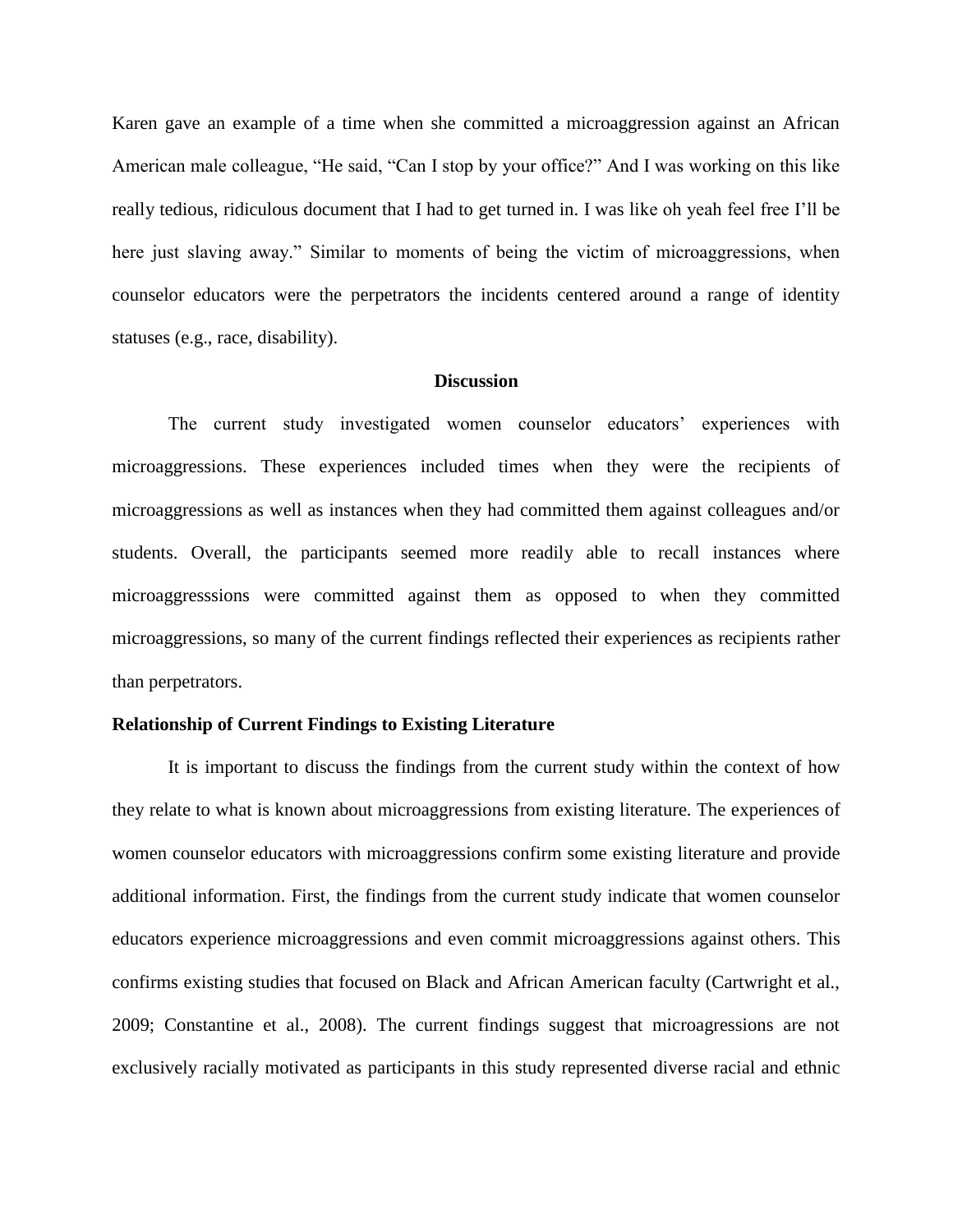Karen gave an example of a time when she committed a microaggression against an African American male colleague, "He said, "Can I stop by your office?" And I was working on this like really tedious, ridiculous document that I had to get turned in. I was like oh yeah feel free I'll be here just slaving away." Similar to moments of being the victim of microaggressions, when counselor educators were the perpetrators the incidents centered around a range of identity statuses (e.g., race, disability).

## Discussion

The current study investigated women counselor educators' experiences with microaggressions. These experiences included times when they were the recipients of microaggressions as well as instances when they had committed them against colleagues and/or students. Overall, the participants seemed more readily able to recall instances where microaggresssions were committed against them as opposed to when they committed microaggressions, so many of the current findings reflected their experiences as recipients rather than perpetrators.

### Relationship of Current Findings to Existing Literature

It is important to discuss the findings from the current study within the context of how they relate to what is known about microaggressions from existing literature. The experiences of women counselor educators with microaggressions confirm some existing literature and provide additional information. First, the findings from the current study indicate that women counselor educators experience microaggressions and even commit microaggressions against others. This confirms existing studies that focused on Black and African American faculty (Cartwright et al., 2009; Constantine et al., 2008). The current findings suggest that microagressions are not exclusively racially motivated as participants in this study represented diverse racial and ethnic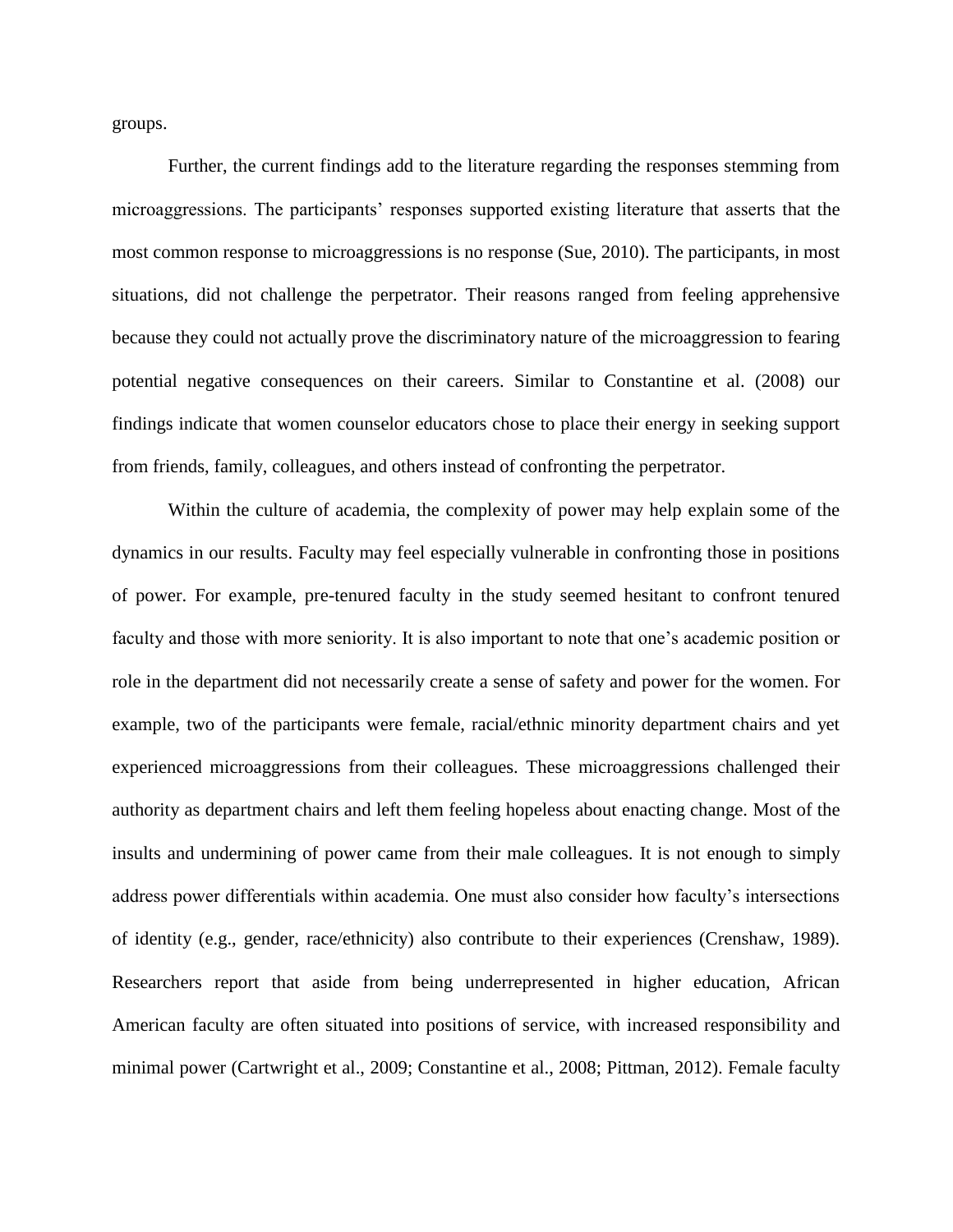groups.

Further, the current findings add to the literature regarding the responses stemming from microaggressions. The participants' responses supported existing literature that asserts that the most common response to microaggressions is no response (Sue, 2010). The participants, in most situations, did not challenge the perpetrator. Their reasons ranged from feeling apprehensive because they could not actually prove the discriminatory nature of the microaggression to fearing potential negative consequences on their careers. Similar to Constantine et al. (2008) our findings indicate that women counselor educators chose to place their energy in seeking support from friends, family, colleagues, and others instead of confronting the perpetrator.

Within the culture of academia, the complexity of power may help explain some of the dynamics in our results. Faculty may feel especially vulnerable in confronting those in positions of power. For example, pre-tenured faculty in the study seemed hesitant to confront tenured faculty and those with more seniority. It is also important to note that one's academic position or role in the department did not necessarily create a sense of safety and power for the women. For example, two of the participants were female, racial/ethnic minority department chairs and yet experienced microaggressions from their colleagues. These microaggressions challenged their authority as department chairs and left them feeling hopeless about enacting change. Most of the insults and undermining of power came from their male colleagues. It is not enough to simply address power differentials within academia. One must also consider how faculty's intersections of identity (e.g., gender, race/ethnicity) also contribute to their experiences (Crenshaw, 1989). Researchers report that aside from being underrepresented in higher education, African American faculty are often situated into positions of service, with increased responsibility and minimal power (Cartwright et al., 2009; Constantine et al., 2008; Pittman, 2012). Female faculty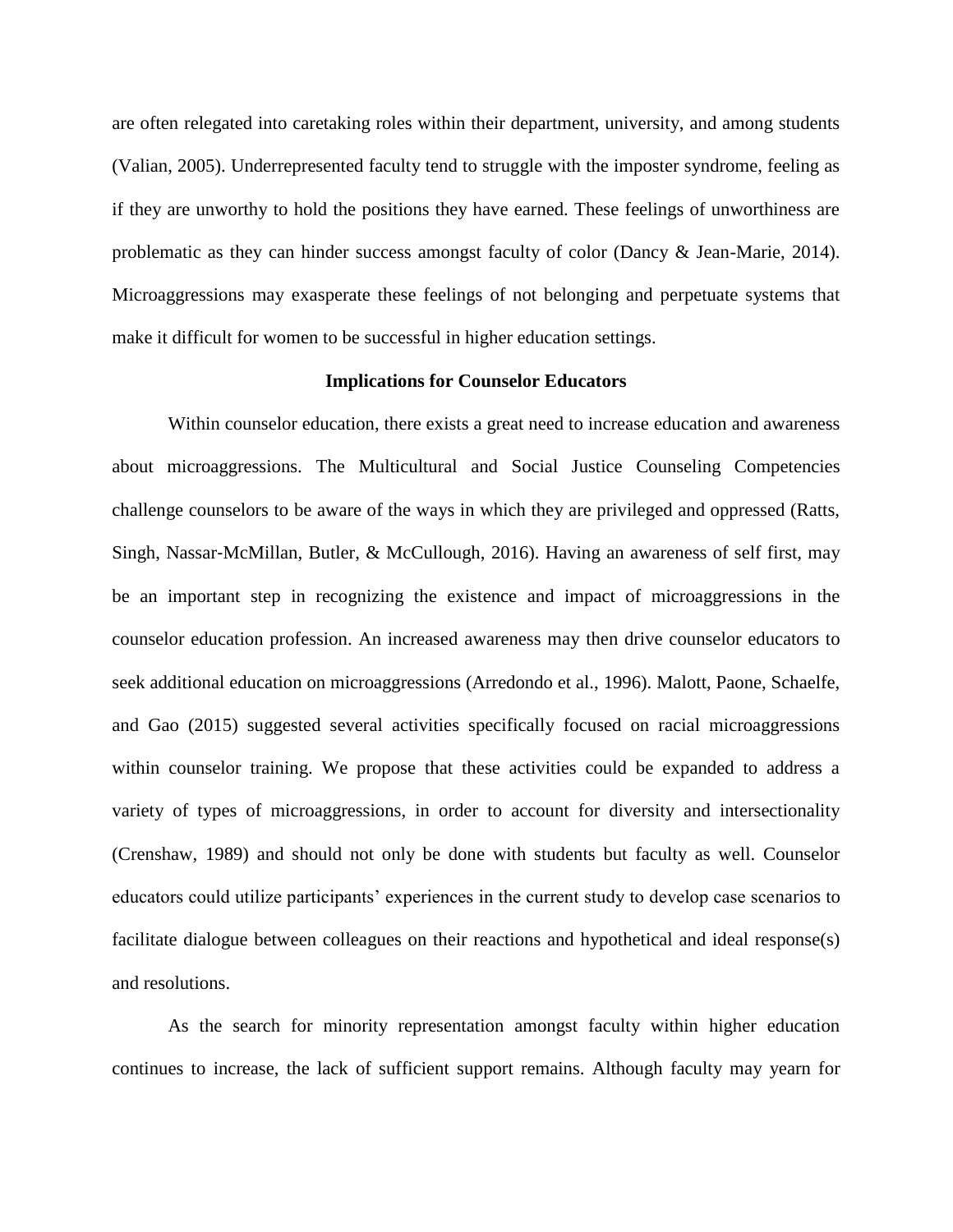are often relegated into caretaking roles within their department, university, and among students (Valian, 2005). Underrepresented faculty tend to struggle with the imposter syndrome, feeling as if they are unworthy to hold the positions they have earned. These feelings of unworthiness are problematic as they can hinder success amongst faculty of color (Dancy & Jean-Marie, 2014). Microaggressions may exasperate these feelings of not belonging and perpetuate systems that make it difficult for women to be successful in higher education settings.

## Implications for Counselor Educators

Within counselor education, there exists a great need to increase education and awareness about microaggressions. The Multicultural and Social Justice Counseling Competencies challenge counselors to be aware of the ways in which they are privileged and oppressed (Ratts, Singh, Nassar-McMillan, Butler, & McCullough, 2016). Having an awareness of self first, may be an important step in recognizing the existence and impact of microaggressions in the counselor education profession. An increased awareness may then drive counselor educators to seek additional education on microaggressions (Arredondo et al., 1996). Malott, Paone, Schaelfe, and Gao (2015) suggested several activities specifically focused on racial microaggressions within counselor training. We propose that these activities could be expanded to address a variety of types of microaggressions, in order to account for diversity and intersectionality (Crenshaw, 1989) and should not only be done with students but faculty as well. Counselor educators could utilize participants' experiences in the current study to develop case scenarios to facilitate dialogue between colleagues on their reactions and hypothetical and ideal response(s) and resolutions.

As the search for minority representation amongst faculty within higher education continues to increase, the lack of sufficient support remains. Although faculty may yearn for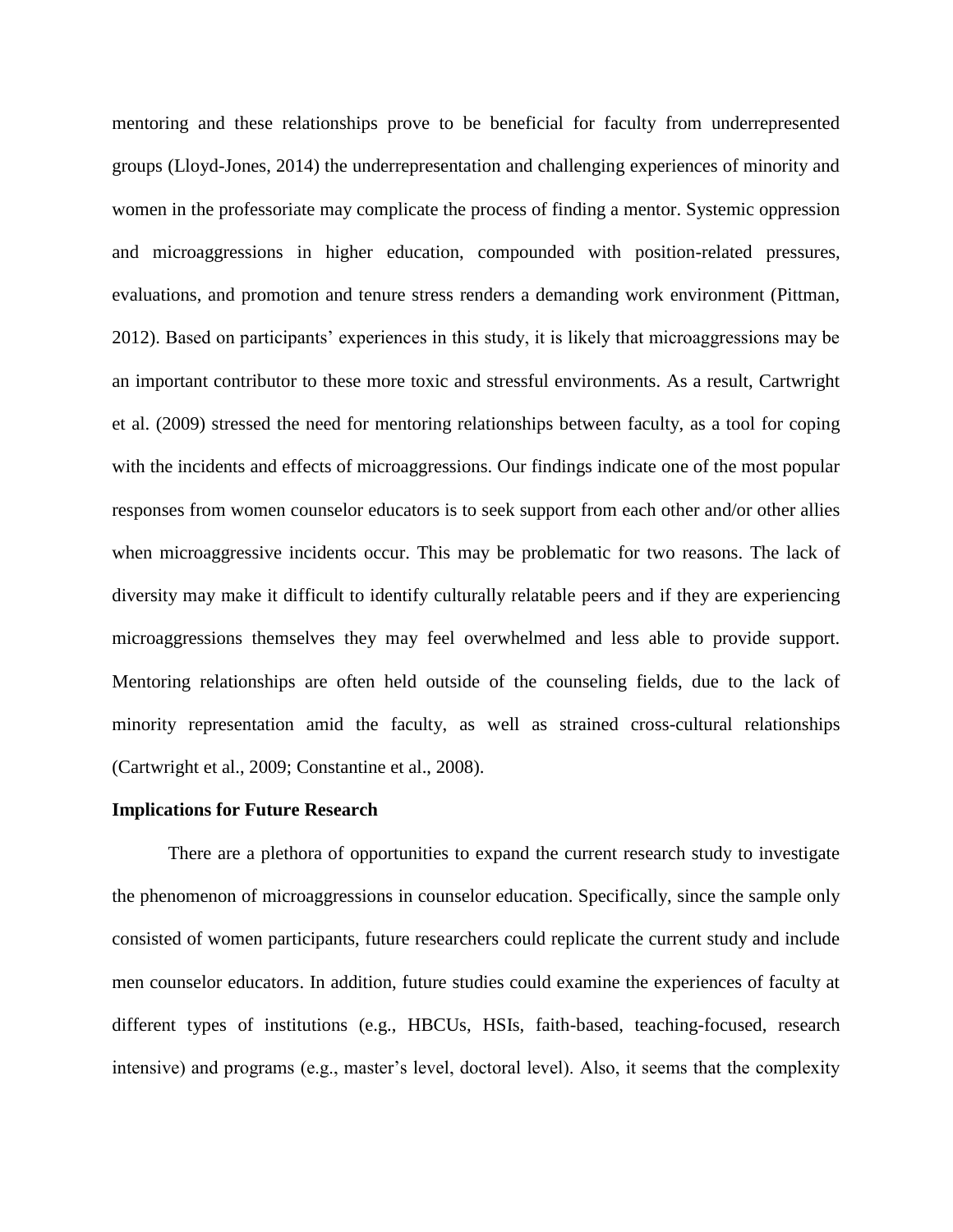mentoring and these relationships prove to be beneficial for faculty from underrepresented groups (Lloyd-Jones, 2014) the underrepresentation and challenging experiences of minority and women in the professoriate may complicate the process of finding a mentor. Systemic oppression and microaggressions in higher education, compounded with position-related pressures, evaluations, and promotion and tenure stress renders a demanding work environment (Pittman, 2012). Based on participants' experiences in this study, it is likely that microaggressions may be an important contributor to these more toxic and stressful environments. As a result, Cartwright et al. (2009) stressed the need for mentoring relationships between faculty, as a tool for coping with the incidents and effects of microaggressions. Our findings indicate one of the most popular responses from women counselor educators is to seek support from each other and/or other allies when microaggressive incidents occur. This may be problematic for two reasons. The lack of diversity may make it difficult to identify culturally relatable peers and if they are experiencing microaggressions themselves they may feel overwhelmed and less able to provide support. Mentoring relationships are often held outside of the counseling fields, due to the lack of minority representation amid the faculty, as well as strained cross-cultural relationships (Cartwright et al., 2009; Constantine et al., 2008).

**Implications for Future Research**

There are a plethora of opportunities to expand the current research study to investigate the phenomenon of microaggressions in counselor education. Specifically, since the sample only consisted of women participants, future researchers could replicate the current study and include men counselor educators. In addition, future studies could examine the experiences of faculty at different types of institutions (e.g., HBCUs, HSIs, faith-based, teaching-focused, research intensive) and programs (e.g., master's level, doctoral level). Also, it seems that the complexity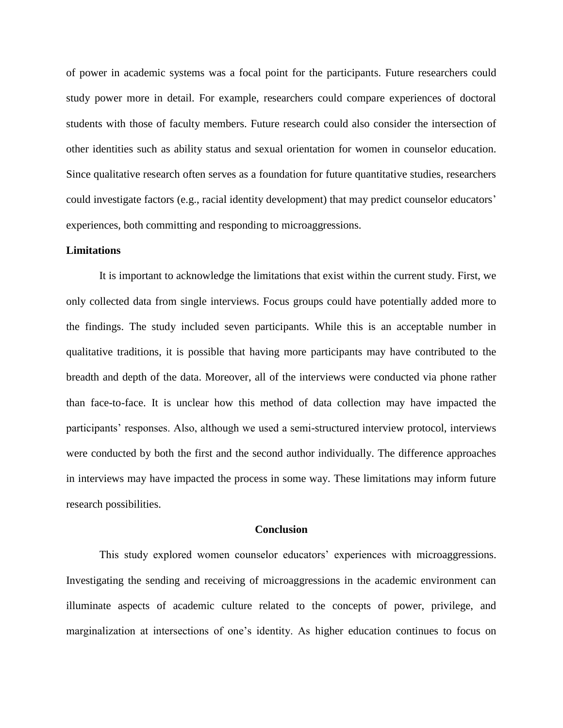of power in academic systems was a focal point for the participants. Future researchers could study power more in detail. For example, researchers could compare experiences of doctoral students with those of faculty members. Future research could also consider the intersection of other identities such as ability status and sexual orientation for women in counselor education. Since qualitative research often serves as a foundation for future quantitative studies, researchers could investigate factors (e.g., racial identity development) that may predict counselor educators' experiences, both committing and responding to microaggressions.

**Limitations**

It is important to acknowledge the limitations that exist within the current study. First, we only collected data from single interviews. Focus groups could have potentially added more to the findings. The study included seven participants. While this is an acceptable number in qualitative traditions, it is possible that having more participants may have contributed to the breadth and depth of the data. Moreover, all of the interviews were conducted via phone rather than face-to-face. It is unclear how this method of data collection may have impacted the participants' responses. Also, although we used a semi-structured interview protocol, interviews were conducted by both the first and the second author individually. The difference approaches in interviews may have impacted the process in some way. These limitations may inform future research possibilities.

## Conclusion

This study explored women counselor educators' experiences with microaggressions. Investigating the sending and receiving of microaggressions in the academic environment can illuminate aspects of academic culture related to the concepts of power, privilege, and marginalization at intersections of one's identity. As higher education continues to focus on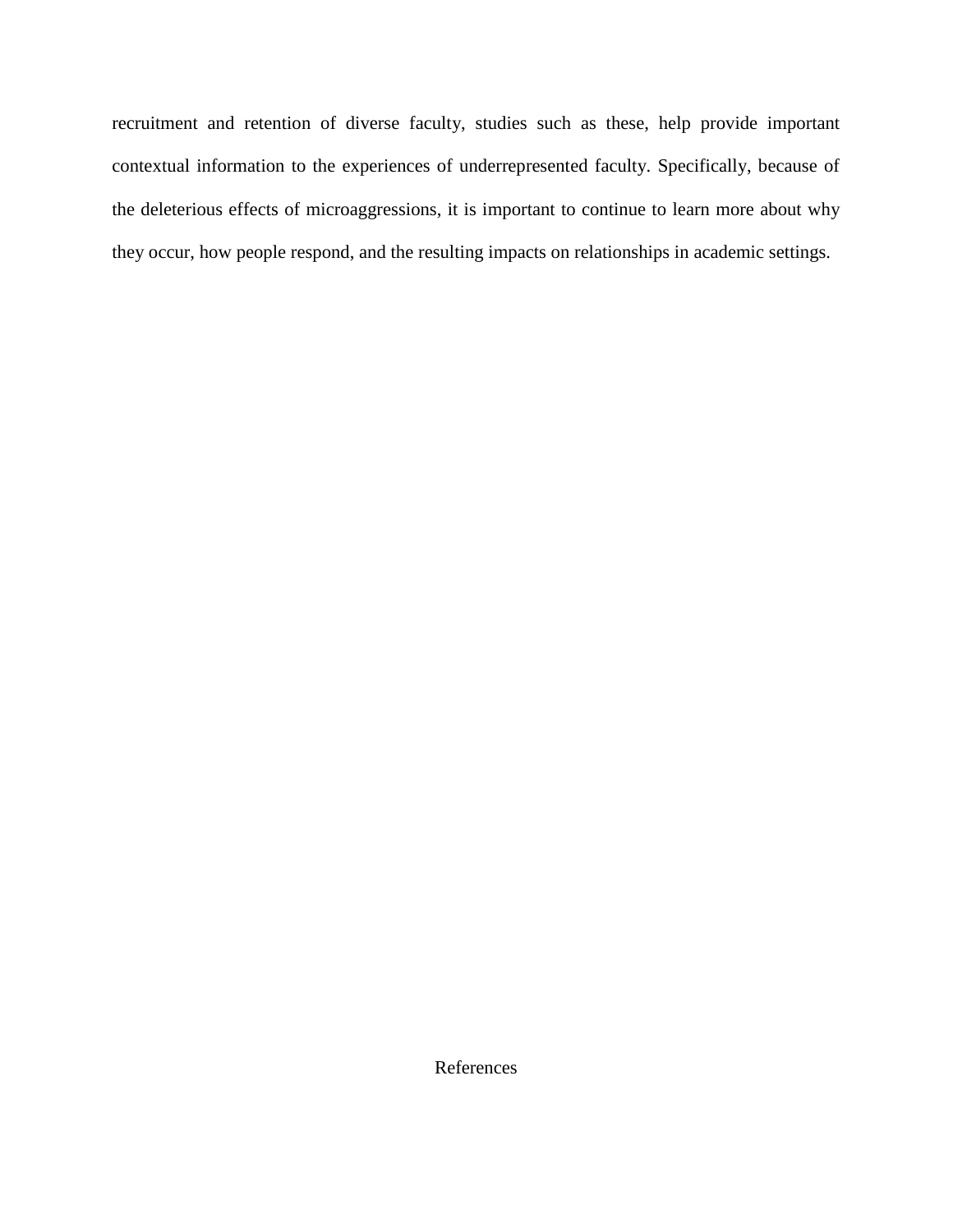recruitment and retention of diverse faculty, studies such as these, help provide important contextual information to the experiences of underrepresented faculty. Specifically, because of the deleterious effects of microaggressions, it is important to continue to learn more about why they occur, how people respond, and the resulting impacts on relationships in academic settings.

# References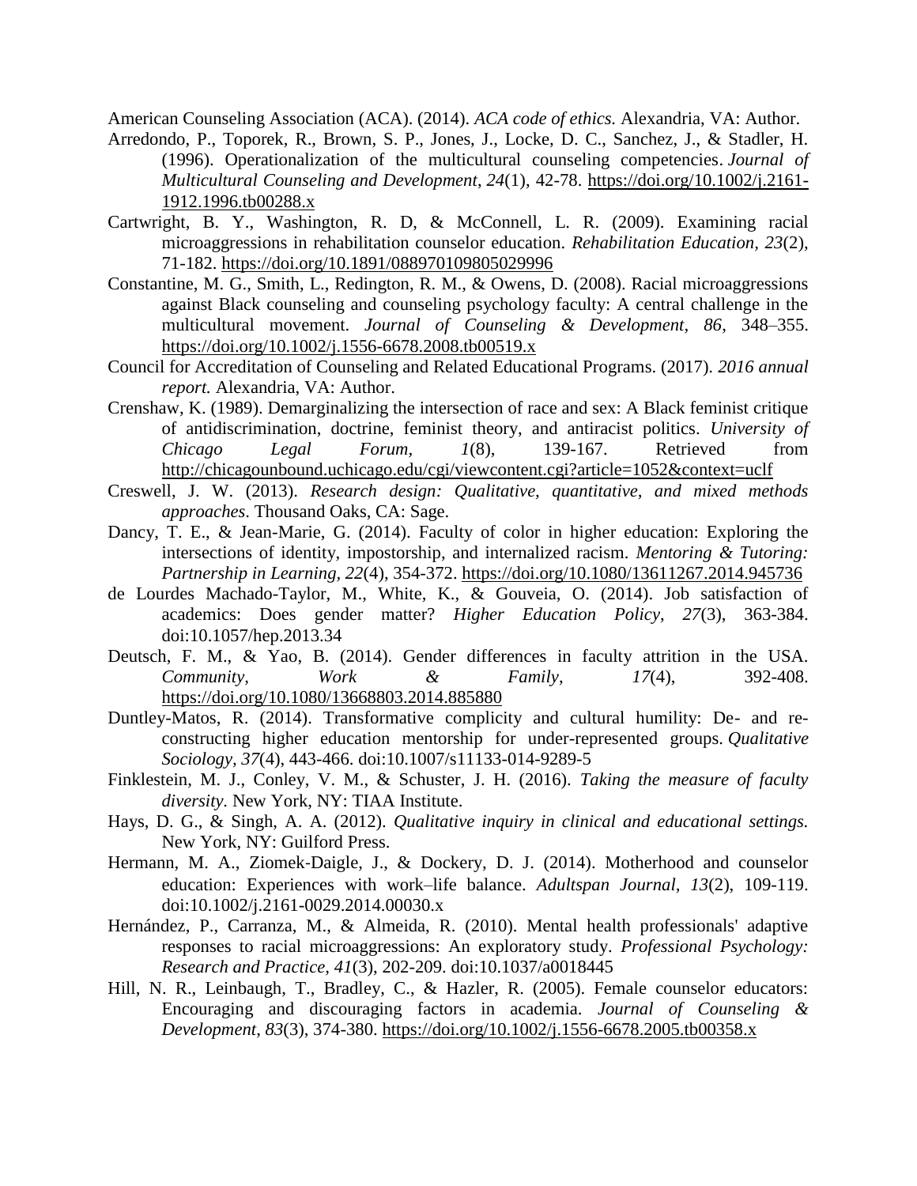American Counseling Association (ACA). (2014). *ACA code of ethics.* Alexandria, VA: Author.

Arredondo, P., Toporek, R., Brown, S. P., Jones, J., Locke, D. C., Sanchez, J., & Stadler, H. (1996). Operationalization of the multicultural counseling competencies. *Journal of Multicultural Counseling and Development*, *24*(1), 42-78. https://doi.org/10.1002/j.2161-1912.1996.tb00288.x

Cartwright, B. Y., Washington, R. D, & McConnell, L. R. (2009). Examining racial microaggressions in rehabilitation counselor education. *Rehabilitation Education, 23*(2), 71-182. https://doi.org/10.1891/088970109805029996

Constantine, M. G., Smith, L., Redington, R. M., & Owens, D. (2008). Racial microaggressions against Black counseling and counseling psychology faculty: A central challenge in the multicultural movement. *Journal of Counseling & Development, 86*, 348–355. https://doi.org/10.1002/j.1556-6678.2008.tb00519.x

Council for Accreditation of Counseling and Related Educational Programs. (2017). *2016 annual report.* Alexandria, VA: Author.

Crenshaw, K. (1989). Demarginalizing the intersection of race and sex: A Black feminist critique of antidiscrimination, doctrine, feminist theory, and antiracist politics. *University of Chicago Legal Forum, 1*(8), 139-167. Retrieved from http://chicagounbound.uchicago.edu/cgi/viewcontent.cgi?article=1052&context=uclf

Creswell, J. W. (2013). *Research design: Qualitative, quantitative, and mixed methods approaches*. Thousand Oaks, CA: Sage.

Dancy, T. E., & Jean-Marie, G. (2014). Faculty of color in higher education: Exploring the intersections of identity, impostorship, and internalized racism. *Mentoring & Tutoring: Partnership in Learning, 22*(4), 354-372. https://doi.org/10.1080/13611267.2014.945736

de Lourdes Machado-Taylor, M., White, K., & Gouveia, O. (2014). Job satisfaction of academics: Does gender matter? *Higher Education Policy*, *27*(3), 363-384. doi:10.1057/hep.2013.34

Deutsch, F. M., & Yao, B. (2014). Gender differences in faculty attrition in the USA. *Community, Work & Family*, *17*(4), 392-408. https://doi.org/10.1080/13668803.2014.885880

Duntley-Matos, R. (2014). Transformative complicity and cultural humility: De- and re-constructing higher education mentorship for under-represented groups. *Qualitative Sociology, 37*(4), 443-466. doi:10.1007/s11133-014-9289-5

Finklestein, M. J., Conley, V. M., & Schuster, J. H. (2016). *Taking the measure of faculty diversity.* New York, NY: TIAA Institute.

Hays, D. G., & Singh, A. A. (2012). *Qualitative inquiry in clinical and educational settings.* New York, NY: Guilford Press.

Hermann, M. A., Ziomek-Daigle, J., & Dockery, D. J. (2014). Motherhood and counselor education: Experiences with work–life balance. *Adultspan Journal, 13*(2), 109-119. doi:10.1002/j.2161-0029.2014.00030.x

Hernández, P., Carranza, M., & Almeida, R. (2010). Mental health professionals' adaptive responses to racial microaggressions: An exploratory study. *Professional Psychology: Research and Practice, 41*(3), 202-209. doi:10.1037/a0018445

Hill, N. R., Leinbaugh, T., Bradley, C., & Hazler, R. (2005). Female counselor educators: Encouraging and discouraging factors in academia. *Journal of Counseling & Development*, *83*(3), 374-380. https://doi.org/10.1002/j.1556-6678.2005.tb00358.x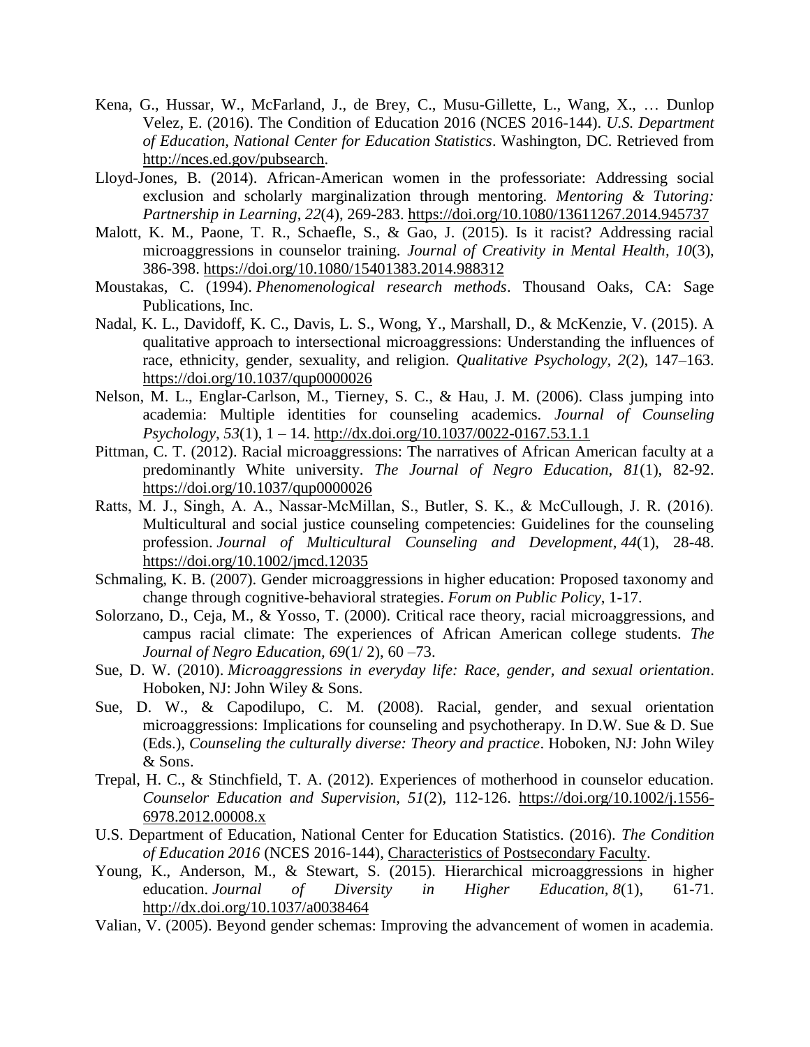Kena, G., Hussar, W., McFarland, J., de Brey, C., Musu-Gillette, L., Wang, X., … Dunlop Velez, E. (2016). The Condition of Education 2016 (NCES 2016-144). *U.S. Department of Education, National Center for Education Statistics*. Washington, DC. Retrieved from http://nces.ed.gov/pubsearch.

Lloyd-Jones, B. (2014). African-American women in the professoriate: Addressing social exclusion and scholarly marginalization through mentoring. *Mentoring & Tutoring: Partnership in Learning*, *22*(4), 269-283. https://doi.org/10.1080/13611267.2014.945737

Malott, K. M., Paone, T. R., Schaefle, S., & Gao, J. (2015). Is it racist? Addressing racial microaggressions in counselor training. *Journal of Creativity in Mental Health, 10*(3), 386-398. https://doi.org/10.1080/15401383.2014.988312

Moustakas, C. (1994). *Phenomenological research methods*. Thousand Oaks, CA: Sage Publications, Inc.

Nadal, K. L., Davidoff, K. C., Davis, L. S., Wong, Y., Marshall, D., & McKenzie, V. (2015). A qualitative approach to intersectional microaggressions: Understanding the influences of race, ethnicity, gender, sexuality, and religion. *Qualitative Psychology, 2*(2), 147–163. https://doi.org/10.1037/qup0000026

Nelson, M. L., Englar-Carlson, M., Tierney, S. C., & Hau, J. M. (2006). Class jumping into academia: Multiple identities for counseling academics. *Journal of Counseling Psychology*, *53*(1), 1 – 14. http://dx.doi.org/10.1037/0022-0167.53.1.1

Pittman, C. T. (2012). Racial microaggressions: The narratives of African American faculty at a predominantly White university. *The Journal of Negro Education, 81*(1), 82-92. https://doi.org/10.1037/qup0000026

Ratts, M. J., Singh, A. A., Nassar‐McMillan, S., Butler, S. K., & McCullough, J. R. (2016). Multicultural and social justice counseling competencies: Guidelines for the counseling profession. *Journal of Multicultural Counseling and Development*, *44*(1), 28-48. https://doi.org/10.1002/jmcd.12035

Schmaling, K. B. (2007). Gender microaggressions in higher education: Proposed taxonomy and change through cognitive-behavioral strategies. *Forum on Public Policy*, 1-17.

Solorzano, D., Ceja, M., & Yosso, T. (2000). Critical race theory, racial microaggressions, and campus racial climate: The experiences of African American college students. *The Journal of Negro Education, 69*(1/ 2), 60 –73.

Sue, D. W. (2010). *Microaggressions in everyday life: Race, gender, and sexual orientation*. Hoboken, NJ: John Wiley & Sons.

Sue, D. W., & Capodilupo, C. M. (2008). Racial, gender, and sexual orientation microaggressions: Implications for counseling and psychotherapy. In D.W. Sue & D. Sue (Eds.), *Counseling the culturally diverse: Theory and practice*. Hoboken, NJ: John Wiley & Sons.

Trepal, H. C., & Stinchfield, T. A. (2012). Experiences of motherhood in counselor education. *Counselor Education and Supervision, 51*(2), 112-126. https://doi.org/10.1002/j.1556-6978.2012.00008.x

U.S. Department of Education, National Center for Education Statistics. (2016). *The Condition of Education 2016* (NCES 2016-144), Characteristics of Postsecondary Faculty.

Young, K., Anderson, M., & Stewart, S. (2015). Hierarchical microaggressions in higher education. *Journal of Diversity in Higher Education, 8*(1), 61-71. http://dx.doi.org/10.1037/a0038464

Valian, V. (2005). Beyond gender schemas: Improving the advancement of women in academia.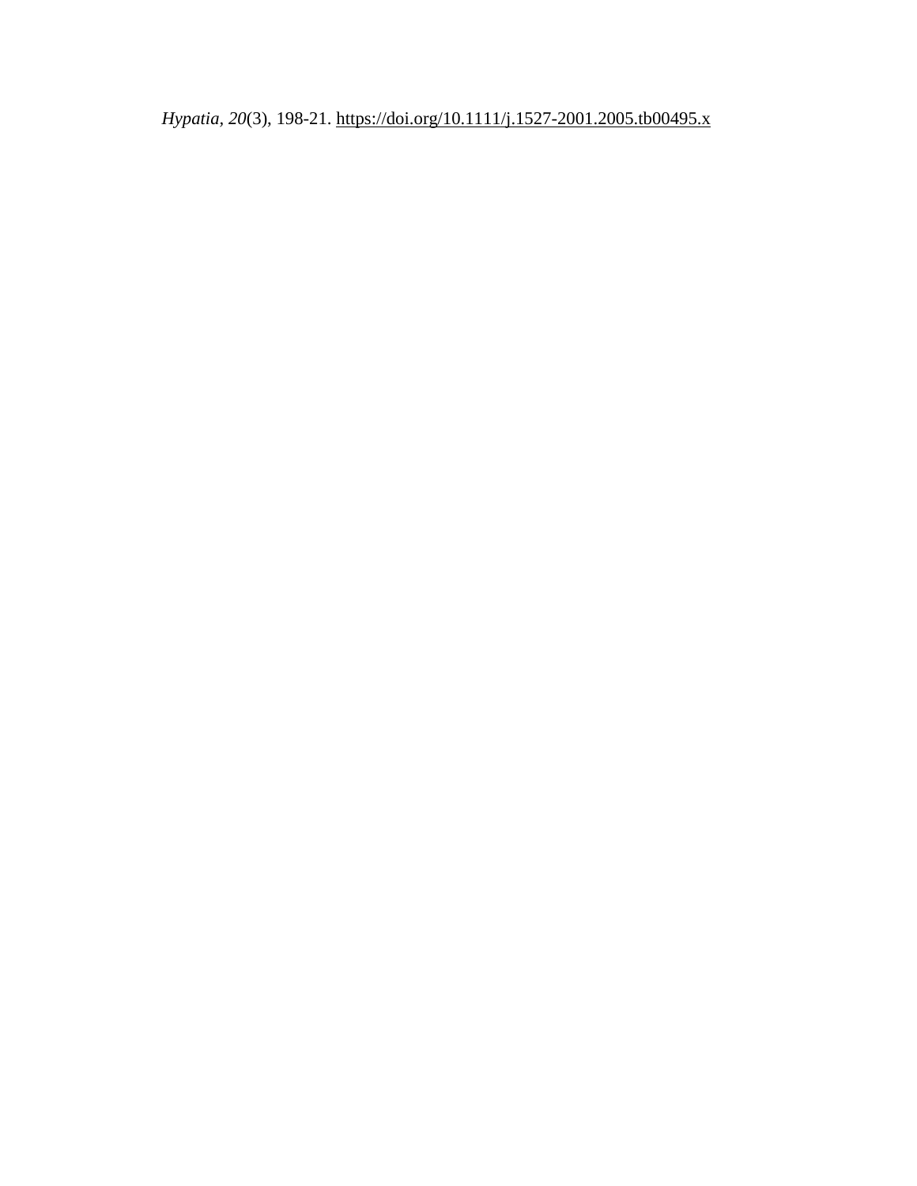*Hypatia*, *20*(3), 198-21. https://doi.org/10.1111/j.1527-2001.2005.tb00495.x